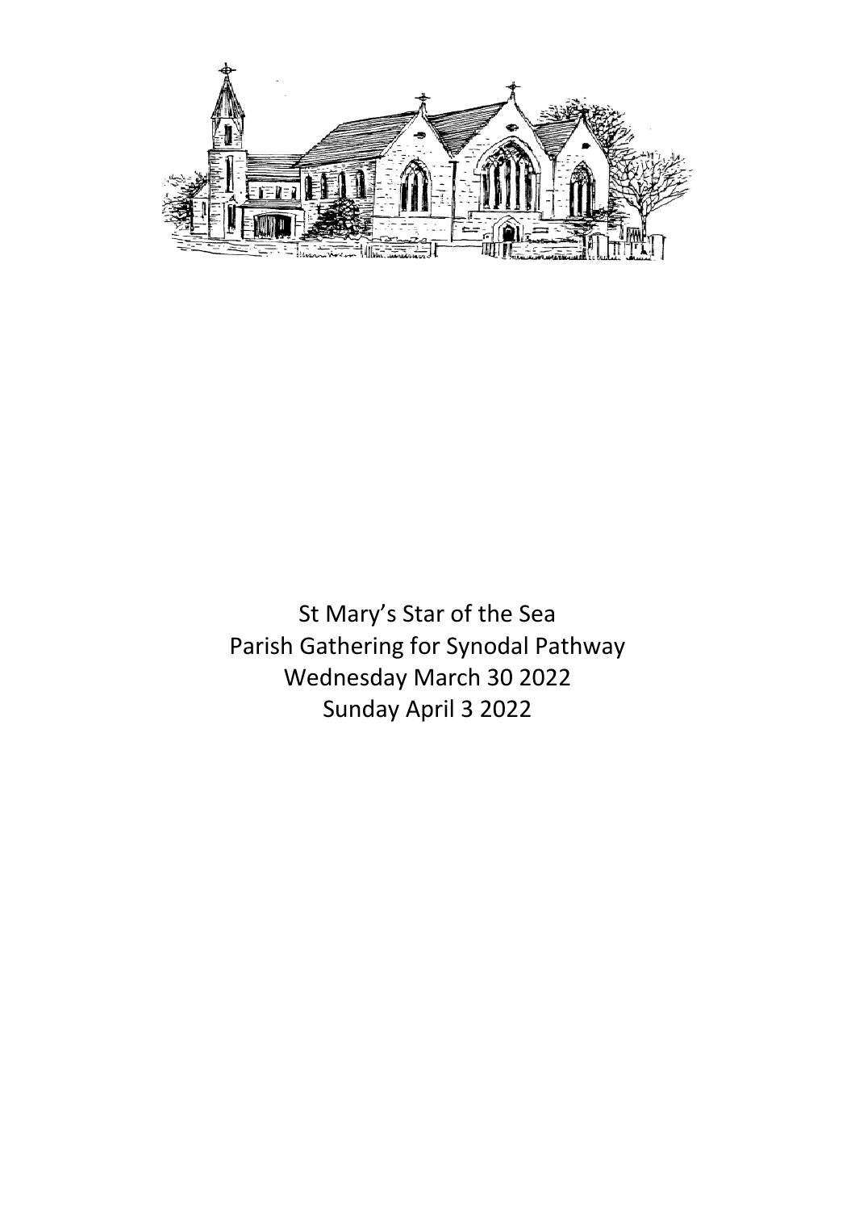St Mary's Star of the Sea
Parish Gathering for Synodal Pathway
Wednesday March 30 2022
Sunday April 3 2022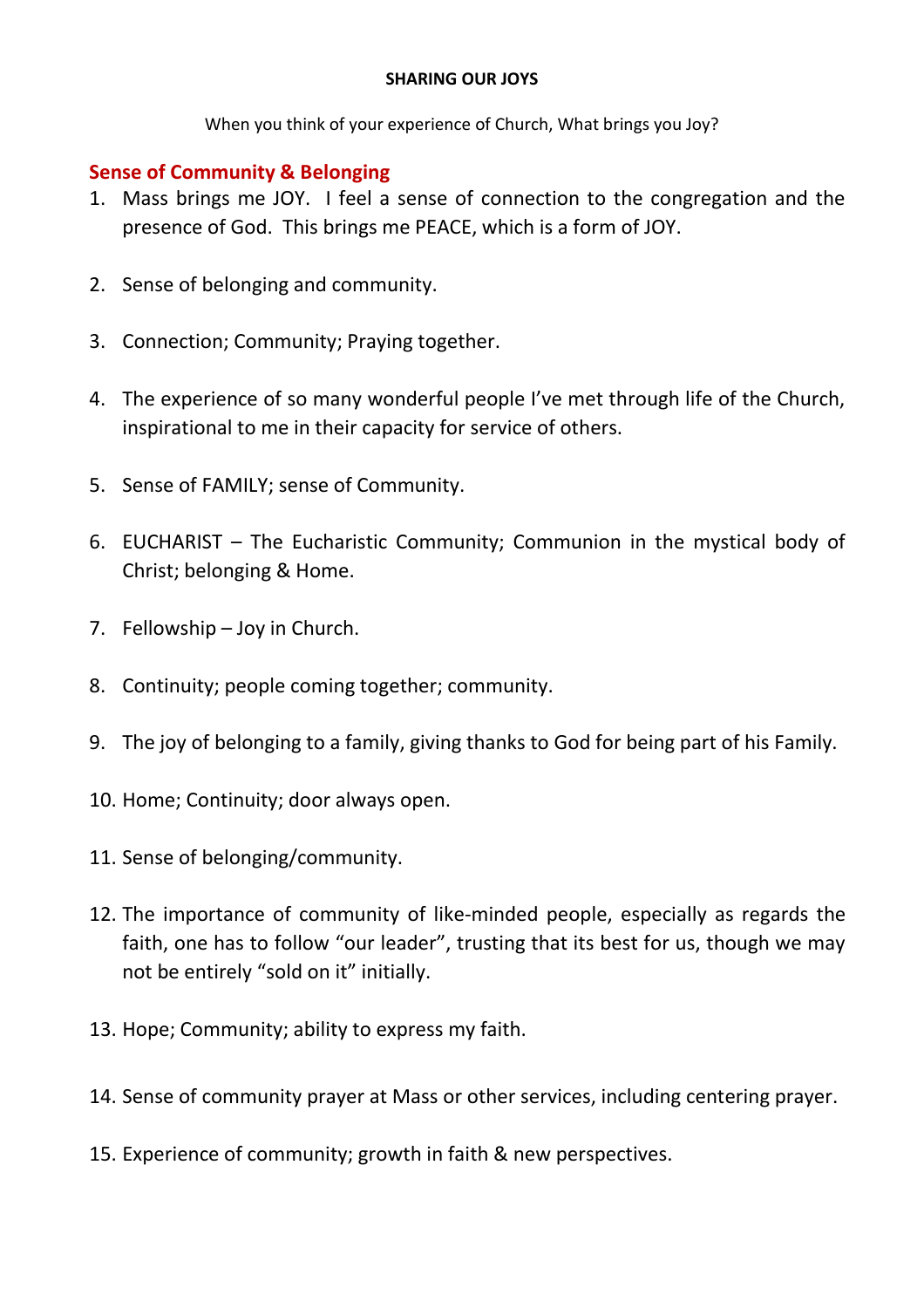**SHARING OUR JOYS**

When you think of your experience of Church, What brings you Joy?

## Sense of Community & Belonging

1. Mass brings me JOY. I feel a sense of connection to the congregation and the presence of God. This brings me PEACE, which is a form of JOY.

2. Sense of belonging and community.

3. Connection; Community; Praying together.

4. The experience of so many wonderful people I've met through life of the Church, inspirational to me in their capacity for service of others.

5. Sense of FAMILY; sense of Community.

6. EUCHARIST – The Eucharistic Community; Communion in the mystical body of Christ; belonging & Home.

7. Fellowship – Joy in Church.

8. Continuity; people coming together; community.

9. The joy of belonging to a family, giving thanks to God for being part of his Family.

10. Home; Continuity; door always open.

11. Sense of belonging/community.

12. The importance of community of like-minded people, especially as regards the faith, one has to follow "our leader", trusting that its best for us, though we may not be entirely "sold on it" initially.

13. Hope; Community; ability to express my faith.

14. Sense of community prayer at Mass or other services, including centering prayer.

15. Experience of community; growth in faith & new perspectives.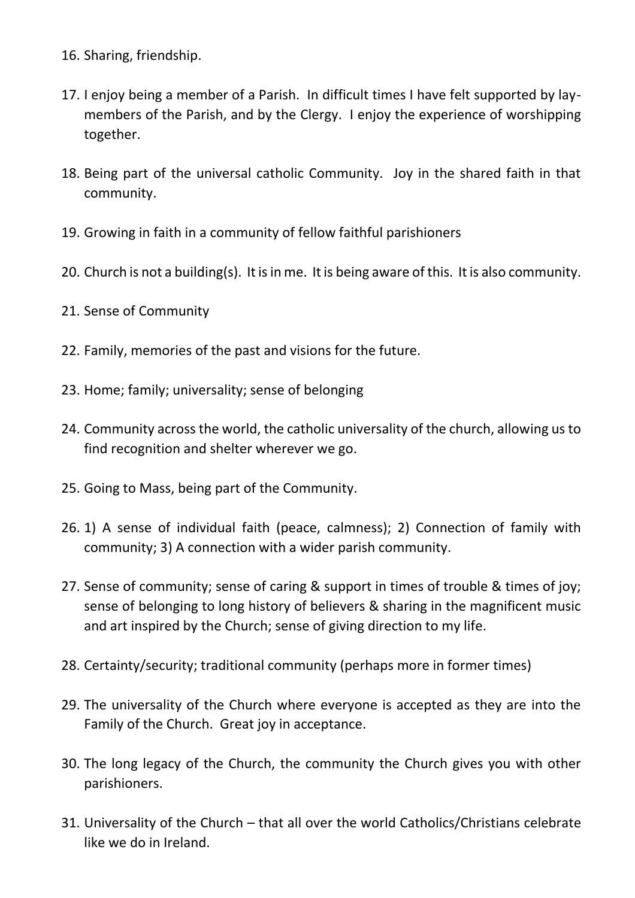16. Sharing, friendship.

17. I enjoy being a member of a Parish. In difficult times I have felt supported by lay-members of the Parish, and by the Clergy. I enjoy the experience of worshipping together.

18. Being part of the universal catholic Community. Joy in the shared faith in that community.

19. Growing in faith in a community of fellow faithful parishioners

20. Church is not a building(s). It is in me. It is being aware of this. It is also community.

21. Sense of Community

22. Family, memories of the past and visions for the future.

23. Home; family; universality; sense of belonging

24. Community across the world, the catholic universality of the church, allowing us to find recognition and shelter wherever we go.

25. Going to Mass, being part of the Community.

26. 1) A sense of individual faith (peace, calmness); 2) Connection of family with community; 3) A connection with a wider parish community.

27. Sense of community; sense of caring & support in times of trouble & times of joy; sense of belonging to long history of believers & sharing in the magnificent music and art inspired by the Church; sense of giving direction to my life.

28. Certainty/security; traditional community (perhaps more in former times)

29. The universality of the Church where everyone is accepted as they are into the Family of the Church. Great joy in acceptance.

30. The long legacy of the Church, the community the Church gives you with other parishioners.

31. Universality of the Church – that all over the world Catholics/Christians celebrate like we do in Ireland.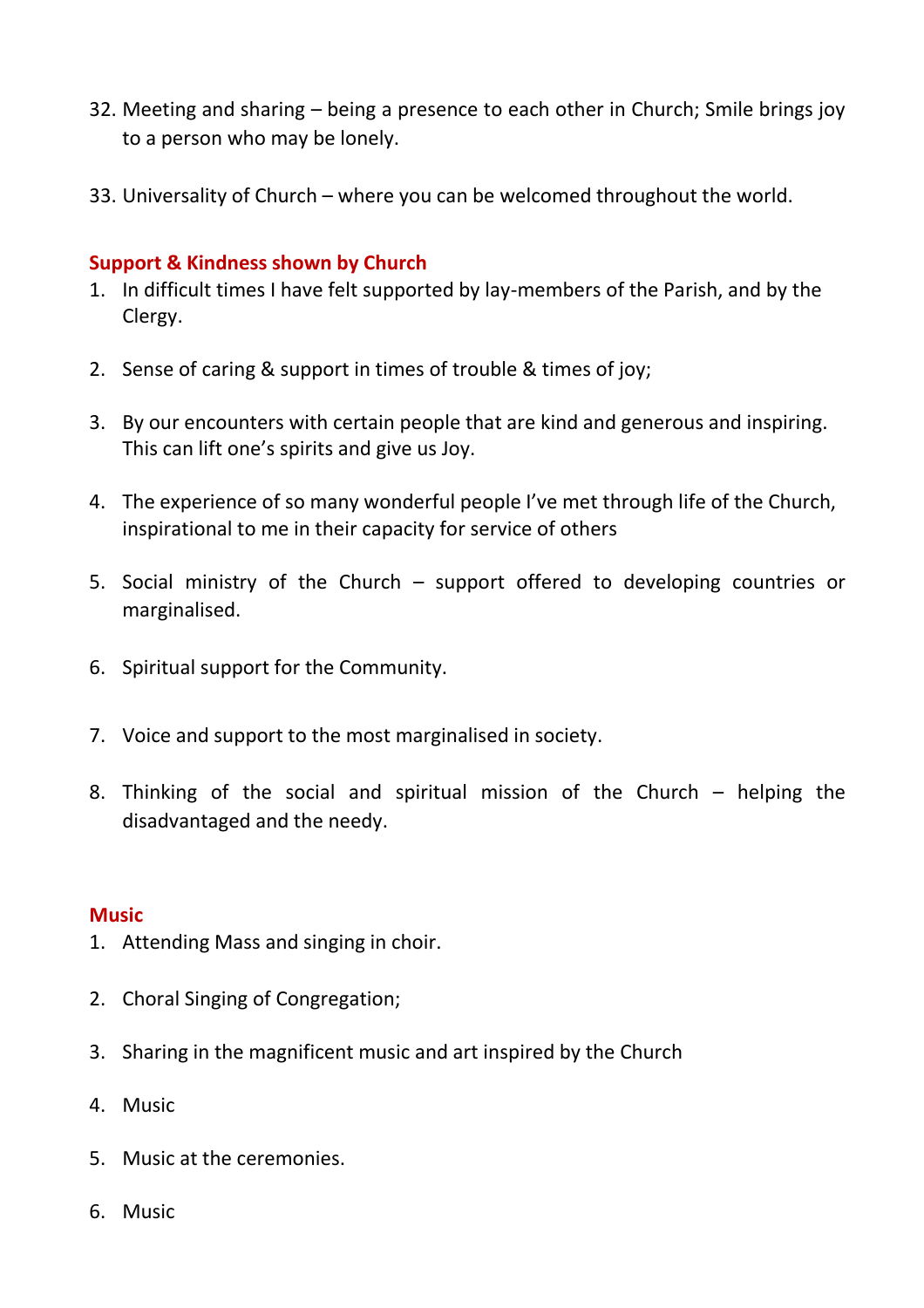32. Meeting and sharing – being a presence to each other in Church; Smile brings joy to a person who may be lonely.

33. Universality of Church – where you can be welcomed throughout the world.

### Support & Kindness shown by Church

1. In difficult times I have felt supported by lay-members of the Parish, and by the Clergy.

2. Sense of caring & support in times of trouble & times of joy;

3. By our encounters with certain people that are kind and generous and inspiring. This can lift one's spirits and give us Joy.

4. The experience of so many wonderful people I've met through life of the Church, inspirational to me in their capacity for service of others

5. Social ministry of the Church – support offered to developing countries or marginalised.

6. Spiritual support for the Community.

7. Voice and support to the most marginalised in society.

8. Thinking of the social and spiritual mission of the Church – helping the disadvantaged and the needy.

### Music

1. Attending Mass and singing in choir.

2. Choral Singing of Congregation;

3. Sharing in the magnificent music and art inspired by the Church

4. Music

5. Music at the ceremonies.

6. Music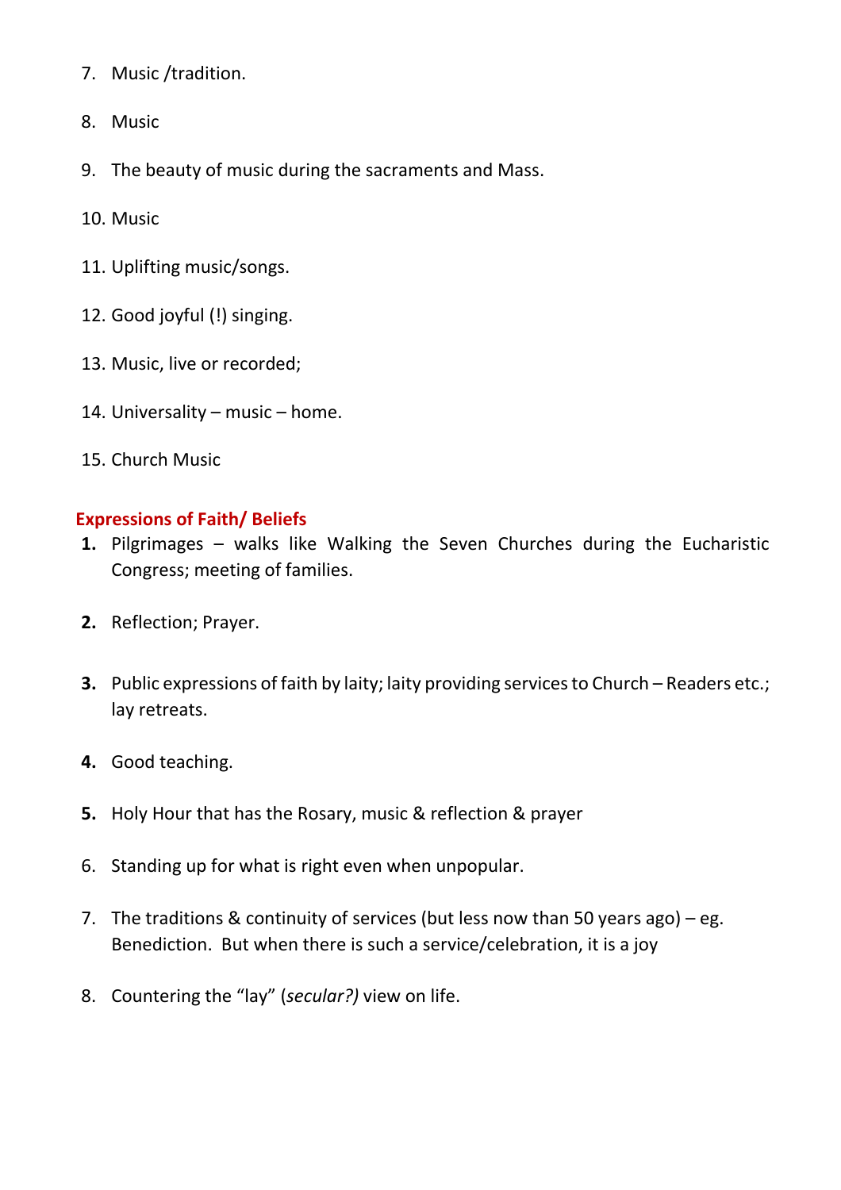7. Music /tradition.

8. Music

9. The beauty of music during the sacraments and Mass.

10. Music

11. Uplifting music/songs.

12. Good joyful (!) singing.

13. Music, live or recorded;

14. Universality – music – home.

15. Church Music

### Expressions of Faith/ Beliefs

**1.** Pilgrimages – walks like Walking the Seven Churches during the Eucharistic Congress; meeting of families.

**2.** Reflection; Prayer.

**3.** Public expressions of faith by laity; laity providing services to Church – Readers etc.; lay retreats.

**4.** Good teaching.

**5.** Holy Hour that has the Rosary, music & reflection & prayer

6. Standing up for what is right even when unpopular.

7. The traditions & continuity of services (but less now than 50 years ago) – eg. Benediction. But when there is such a service/celebration, it is a joy

8. Countering the "lay" (*secular?)* view on life.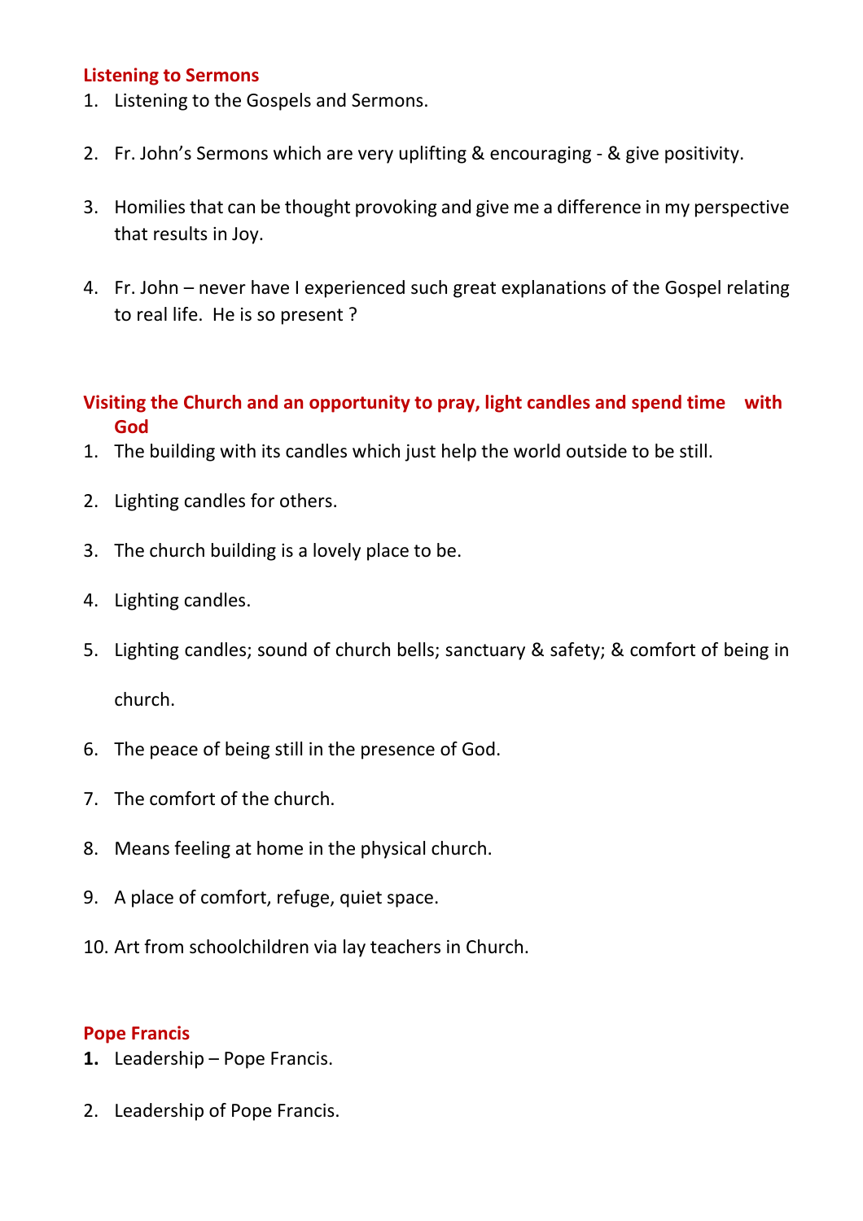### Listening to Sermons

1. Listening to the Gospels and Sermons.

2. Fr. John's Sermons which are very uplifting & encouraging - & give positivity.

3. Homilies that can be thought provoking and give me a difference in my perspective that results in Joy.

4. Fr. John – never have I experienced such great explanations of the Gospel relating to real life. He is so present ?

### Visiting the Church and an opportunity to pray, light candles and spend time with God

1. The building with its candles which just help the world outside to be still.

2. Lighting candles for others.

3. The church building is a lovely place to be.

4. Lighting candles.

5. Lighting candles; sound of church bells; sanctuary & safety; & comfort of being in church.

6. The peace of being still in the presence of God.

7. The comfort of the church.

8. Means feeling at home in the physical church.

9. A place of comfort, refuge, quiet space.

10. Art from schoolchildren via lay teachers in Church.

### Pope Francis

1. Leadership – Pope Francis.

2. Leadership of Pope Francis.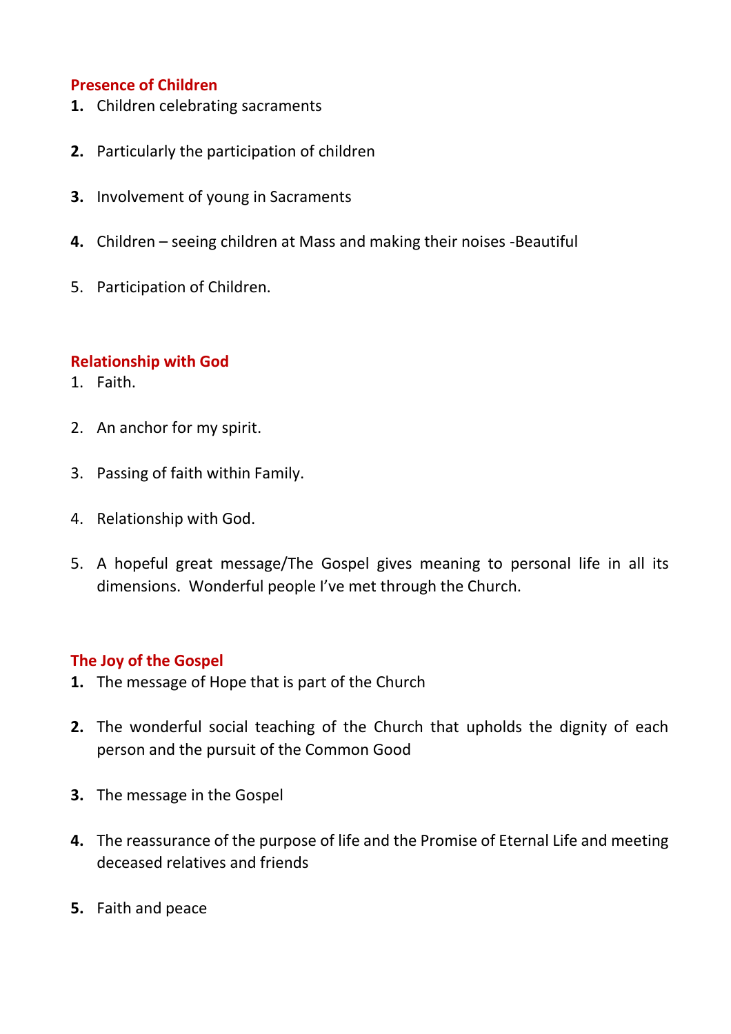**Presence of Children**

1. Children celebrating sacraments

2. Particularly the participation of children

3. Involvement of young in Sacraments

4. Children – seeing children at Mass and making their noises -Beautiful

5. Participation of Children.

**Relationship with God**

1. Faith.

2. An anchor for my spirit.

3. Passing of faith within Family.

4. Relationship with God.

5. A hopeful great message/The Gospel gives meaning to personal life in all its dimensions. Wonderful people I've met through the Church.

**The Joy of the Gospel**

1. The message of Hope that is part of the Church

2. The wonderful social teaching of the Church that upholds the dignity of each person and the pursuit of the Common Good

3. The message in the Gospel

4. The reassurance of the purpose of life and the Promise of Eternal Life and meeting deceased relatives and friends

5. Faith and peace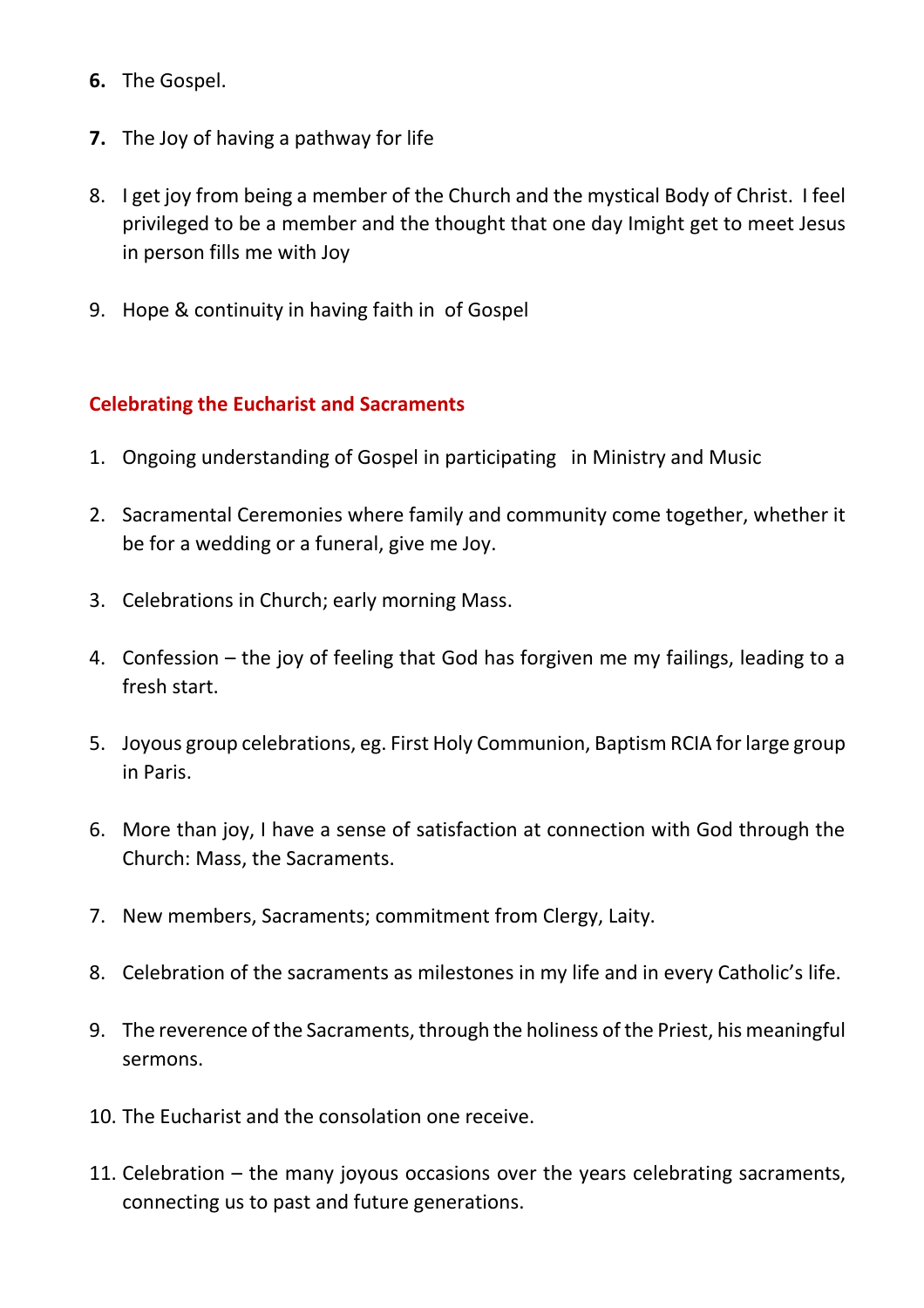6. The Gospel.

7. The Joy of having a pathway for life

8. I get joy from being a member of the Church and the mystical Body of Christ. I feel privileged to be a member and the thought that one day Imight get to meet Jesus in person fills me with Joy

9. Hope & continuity in having faith in of Gospel

## Celebrating the Eucharist and Sacraments

1. Ongoing understanding of Gospel in participating in Ministry and Music

2. Sacramental Ceremonies where family and community come together, whether it be for a wedding or a funeral, give me Joy.

3. Celebrations in Church; early morning Mass.

4. Confession – the joy of feeling that God has forgiven me my failings, leading to a fresh start.

5. Joyous group celebrations, eg. First Holy Communion, Baptism RCIA for large group in Paris.

6. More than joy, I have a sense of satisfaction at connection with God through the Church: Mass, the Sacraments.

7. New members, Sacraments; commitment from Clergy, Laity.

8. Celebration of the sacraments as milestones in my life and in every Catholic's life.

9. The reverence of the Sacraments, through the holiness of the Priest, his meaningful sermons.

10. The Eucharist and the consolation one receive.

11. Celebration – the many joyous occasions over the years celebrating sacraments, connecting us to past and future generations.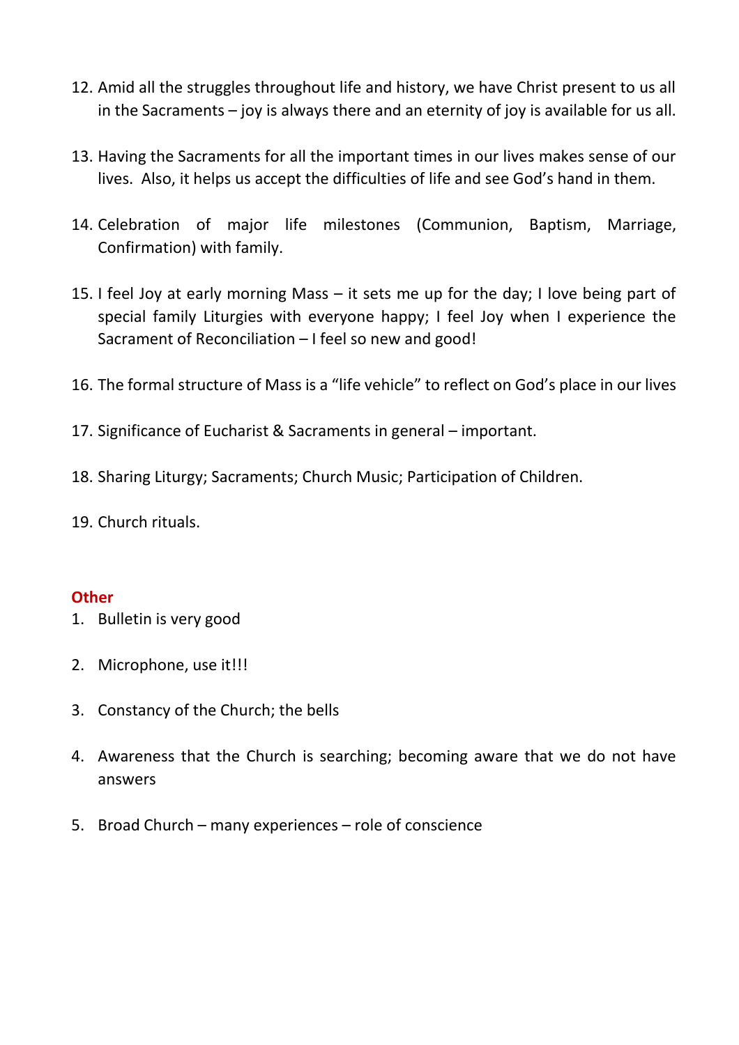12. Amid all the struggles throughout life and history, we have Christ present to us all in the Sacraments – joy is always there and an eternity of joy is available for us all.

13. Having the Sacraments for all the important times in our lives makes sense of our lives. Also, it helps us accept the difficulties of life and see God's hand in them.

14. Celebration of major life milestones (Communion, Baptism, Marriage, Confirmation) with family.

15. I feel Joy at early morning Mass – it sets me up for the day; I love being part of special family Liturgies with everyone happy; I feel Joy when I experience the Sacrament of Reconciliation – I feel so new and good!

16. The formal structure of Mass is a "life vehicle" to reflect on God's place in our lives

17. Significance of Eucharist & Sacraments in general – important.

18. Sharing Liturgy; Sacraments; Church Music; Participation of Children.

19. Church rituals.

## Other

1. Bulletin is very good

2. Microphone, use it!!!

3. Constancy of the Church; the bells

4. Awareness that the Church is searching; becoming aware that we do not have answers

5. Broad Church – many experiences – role of conscience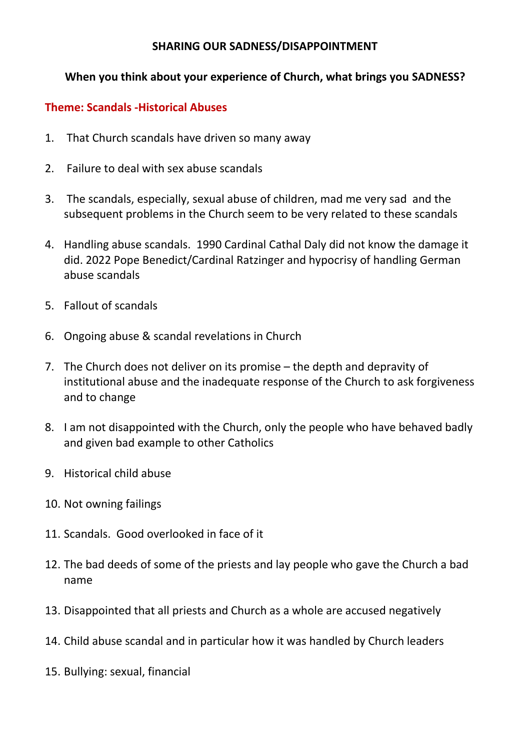**SHARING OUR SADNESS/DISAPPOINTMENT**

**When you think about your experience of Church, what brings you SADNESS?**

**Theme: Scandals -Historical Abuses**

1. That Church scandals have driven so many away
2. Failure to deal with sex abuse scandals
3. The scandals, especially, sexual abuse of children, mad me very sad and the subsequent problems in the Church seem to be very related to these scandals
4. Handling abuse scandals. 1990 Cardinal Cathal Daly did not know the damage it did. 2022 Pope Benedict/Cardinal Ratzinger and hypocrisy of handling German abuse scandals
5. Fallout of scandals
6. Ongoing abuse & scandal revelations in Church
7. The Church does not deliver on its promise – the depth and depravity of institutional abuse and the inadequate response of the Church to ask forgiveness and to change
8. I am not disappointed with the Church, only the people who have behaved badly and given bad example to other Catholics
9. Historical child abuse
10. Not owning failings
11. Scandals. Good overlooked in face of it
12. The bad deeds of some of the priests and lay people who gave the Church a bad name
13. Disappointed that all priests and Church as a whole are accused negatively
14. Child abuse scandal and in particular how it was handled by Church leaders
15. Bullying: sexual, financial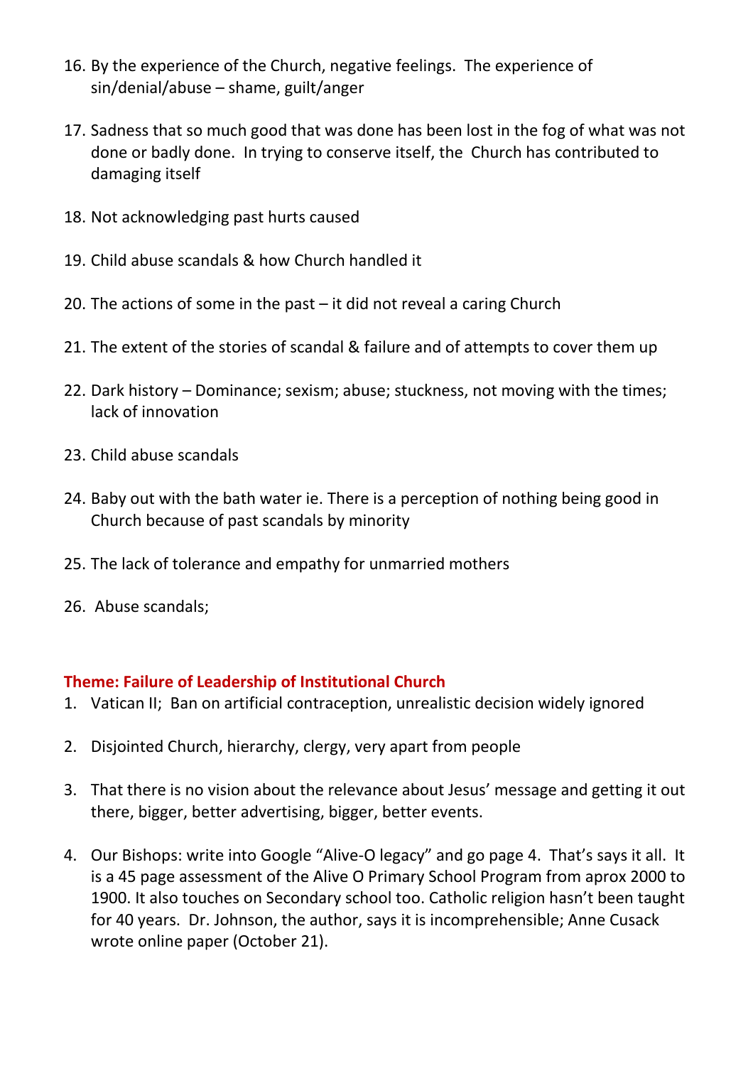16. By the experience of the Church, negative feelings. The experience of sin/denial/abuse – shame, guilt/anger

17. Sadness that so much good that was done has been lost in the fog of what was not done or badly done. In trying to conserve itself, the Church has contributed to damaging itself

18. Not acknowledging past hurts caused

19. Child abuse scandals & how Church handled it

20. The actions of some in the past – it did not reveal a caring Church

21. The extent of the stories of scandal & failure and of attempts to cover them up

22. Dark history – Dominance; sexism; abuse; stuckness, not moving with the times; lack of innovation

23. Child abuse scandals

24. Baby out with the bath water ie. There is a perception of nothing being good in Church because of past scandals by minority

25. The lack of tolerance and empathy for unmarried mothers

26. Abuse scandals;

### Theme: Failure of Leadership of Institutional Church

1. Vatican II; Ban on artificial contraception, unrealistic decision widely ignored

2. Disjointed Church, hierarchy, clergy, very apart from people

3. That there is no vision about the relevance about Jesus' message and getting it out there, bigger, better advertising, bigger, better events.

4. Our Bishops: write into Google "Alive-O legacy" and go page 4. That's says it all. It is a 45 page assessment of the Alive O Primary School Program from aprox 2000 to 1900. It also touches on Secondary school too. Catholic religion hasn't been taught for 40 years. Dr. Johnson, the author, says it is incomprehensible; Anne Cusack wrote online paper (October 21).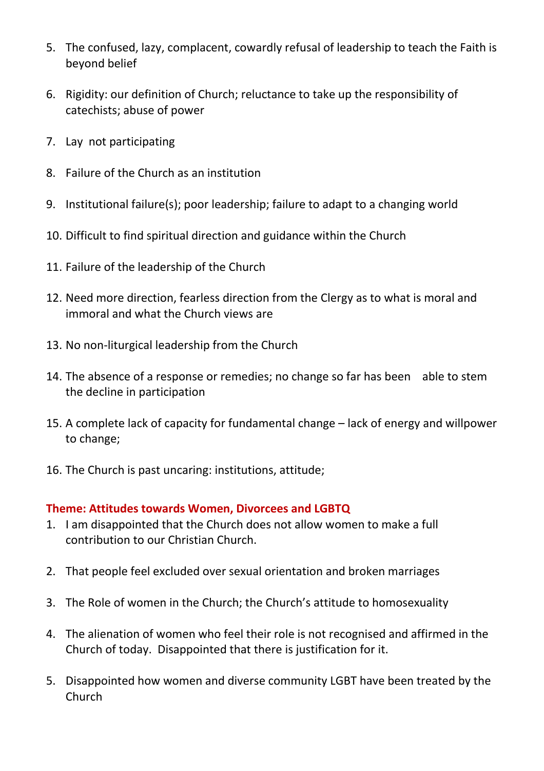5. The confused, lazy, complacent, cowardly refusal of leadership to teach the Faith is beyond belief

6. Rigidity: our definition of Church; reluctance to take up the responsibility of catechists; abuse of power

7. Lay not participating

8. Failure of the Church as an institution

9. Institutional failure(s); poor leadership; failure to adapt to a changing world

10. Difficult to find spiritual direction and guidance within the Church

11. Failure of the leadership of the Church

12. Need more direction, fearless direction from the Clergy as to what is moral and immoral and what the Church views are

13. No non-liturgical leadership from the Church

14. The absence of a response or remedies; no change so far has been able to stem the decline in participation

15. A complete lack of capacity for fundamental change – lack of energy and willpower to change;

16. The Church is past uncaring: institutions, attitude;

### Theme: Attitudes towards Women, Divorcees and LGBTQ

1. I am disappointed that the Church does not allow women to make a full contribution to our Christian Church.

2. That people feel excluded over sexual orientation and broken marriages

3. The Role of women in the Church; the Church's attitude to homosexuality

4. The alienation of women who feel their role is not recognised and affirmed in the Church of today. Disappointed that there is justification for it.

5. Disappointed how women and diverse community LGBT have been treated by the Church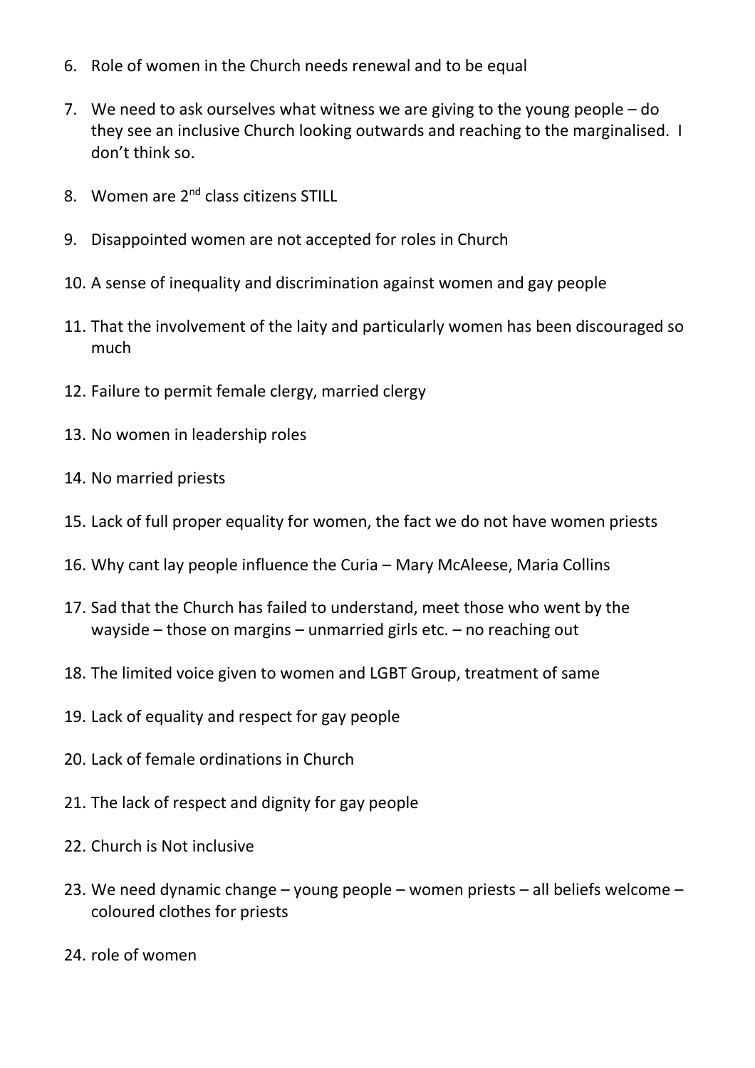6. Role of women in the Church needs renewal and to be equal

7. We need to ask ourselves what witness we are giving to the young people – do they see an inclusive Church looking outwards and reaching to the marginalised. I don't think so.

8. Women are 2nd class citizens STILL

9. Disappointed women are not accepted for roles in Church

10. A sense of inequality and discrimination against women and gay people

11. That the involvement of the laity and particularly women has been discouraged so much

12. Failure to permit female clergy, married clergy

13. No women in leadership roles

14. No married priests

15. Lack of full proper equality for women, the fact we do not have women priests

16. Why cant lay people influence the Curia – Mary McAleese, Maria Collins

17. Sad that the Church has failed to understand, meet those who went by the wayside – those on margins – unmarried girls etc. – no reaching out

18. The limited voice given to women and LGBT Group, treatment of same

19. Lack of equality and respect for gay people

20. Lack of female ordinations in Church

21. The lack of respect and dignity for gay people

22. Church is Not inclusive

23. We need dynamic change – young people – women priests – all beliefs welcome – coloured clothes for priests

24. role of women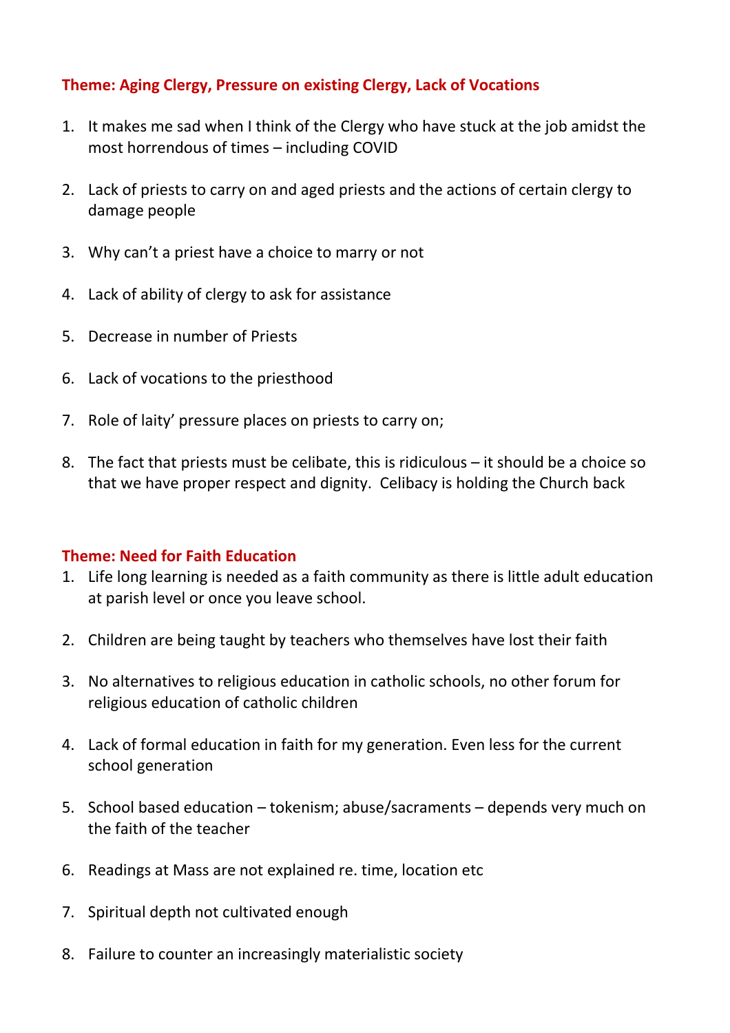### Theme: Aging Clergy, Pressure on existing Clergy, Lack of Vocations

1. It makes me sad when I think of the Clergy who have stuck at the job amidst the most horrendous of times – including COVID
2. Lack of priests to carry on and aged priests and the actions of certain clergy to damage people
3. Why can't a priest have a choice to marry or not
4. Lack of ability of clergy to ask for assistance
5. Decrease in number of Priests
6. Lack of vocations to the priesthood
7. Role of laity' pressure places on priests to carry on;
8. The fact that priests must be celibate, this is ridiculous – it should be a choice so that we have proper respect and dignity. Celibacy is holding the Church back

### Theme: Need for Faith Education

1. Life long learning is needed as a faith community as there is little adult education at parish level or once you leave school.
2. Children are being taught by teachers who themselves have lost their faith
3. No alternatives to religious education in catholic schools, no other forum for religious education of catholic children
4. Lack of formal education in faith for my generation. Even less for the current school generation
5. School based education – tokenism; abuse/sacraments – depends very much on the faith of the teacher
6. Readings at Mass are not explained re. time, location etc
7. Spiritual depth not cultivated enough
8. Failure to counter an increasingly materialistic society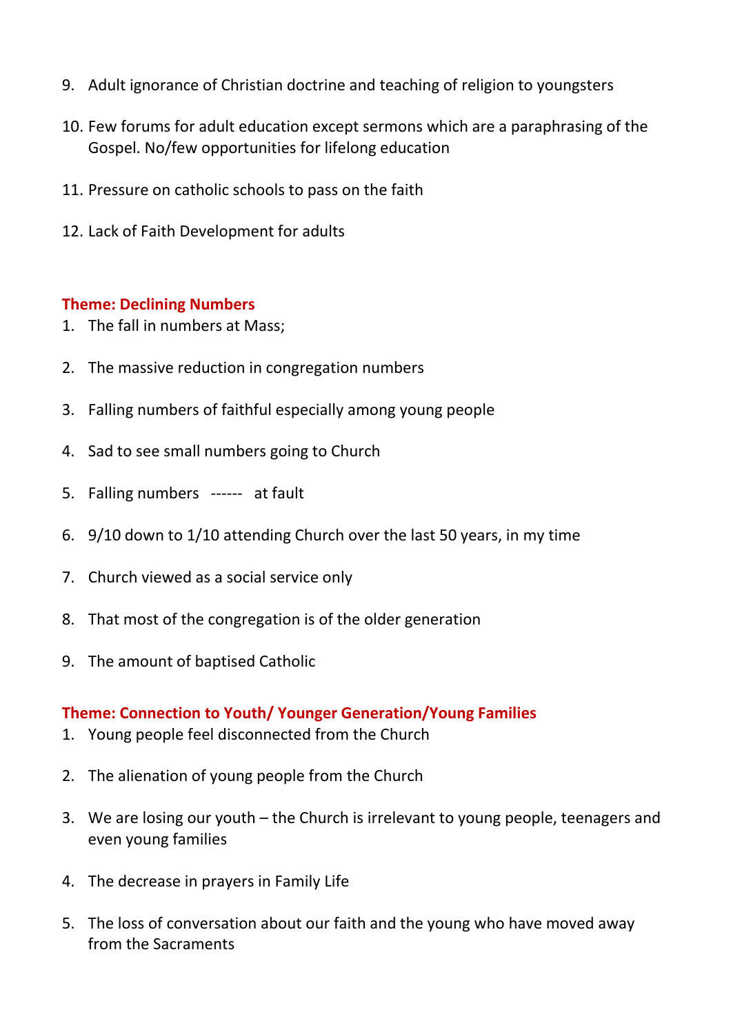9. Adult ignorance of Christian doctrine and teaching of religion to youngsters

10. Few forums for adult education except sermons which are a paraphrasing of the Gospel. No/few opportunities for lifelong education

11. Pressure on catholic schools to pass on the faith

12. Lack of Faith Development for adults

**Theme: Declining Numbers**

1. The fall in numbers at Mass;

2. The massive reduction in congregation numbers

3. Falling numbers of faithful especially among young people

4. Sad to see small numbers going to Church

5. Falling numbers ------ at fault

6. 9/10 down to 1/10 attending Church over the last 50 years, in my time

7. Church viewed as a social service only

8. That most of the congregation is of the older generation

9. The amount of baptised Catholic

**Theme: Connection to Youth/ Younger Generation/Young Families**

1. Young people feel disconnected from the Church

2. The alienation of young people from the Church

3. We are losing our youth – the Church is irrelevant to young people, teenagers and even young families

4. The decrease in prayers in Family Life

5. The loss of conversation about our faith and the young who have moved away from the Sacraments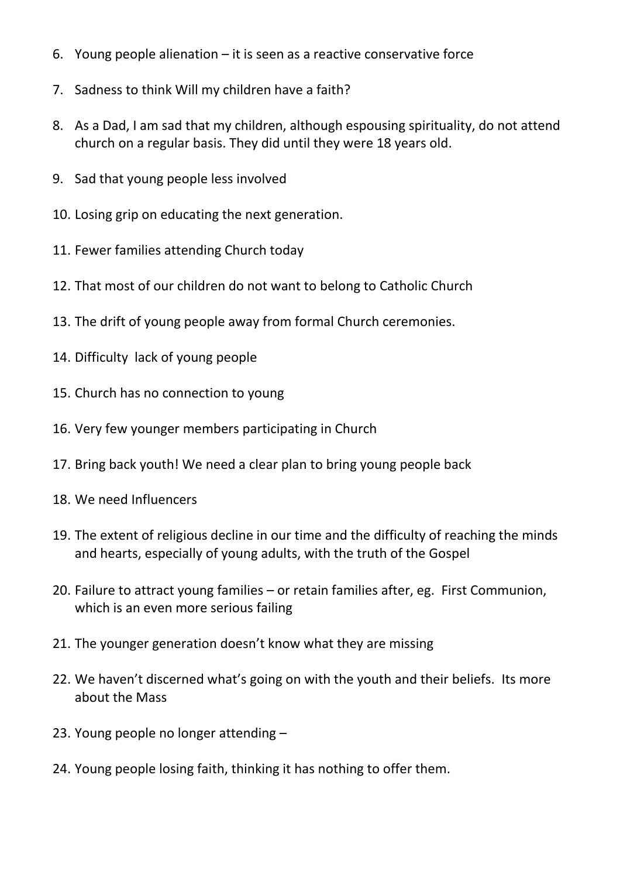6. Young people alienation – it is seen as a reactive conservative force
7. Sadness to think Will my children have a faith?
8. As a Dad, I am sad that my children, although espousing spirituality, do not attend church on a regular basis. They did until they were 18 years old.
9. Sad that young people less involved
10. Losing grip on educating the next generation.
11. Fewer families attending Church today
12. That most of our children do not want to belong to Catholic Church
13. The drift of young people away from formal Church ceremonies.
14. Difficulty  lack of young people
15. Church has no connection to young
16. Very few younger members participating in Church
17. Bring back youth! We need a clear plan to bring young people back
18. We need Influencers
19. The extent of religious decline in our time and the difficulty of reaching the minds and hearts, especially of young adults, with the truth of the Gospel
20. Failure to attract young families – or retain families after, eg.  First Communion, which is an even more serious failing
21. The younger generation doesn't know what they are missing
22. We haven't discerned what's going on with the youth and their beliefs.  Its more about the Mass
23. Young people no longer attending –
24. Young people losing faith, thinking it has nothing to offer them.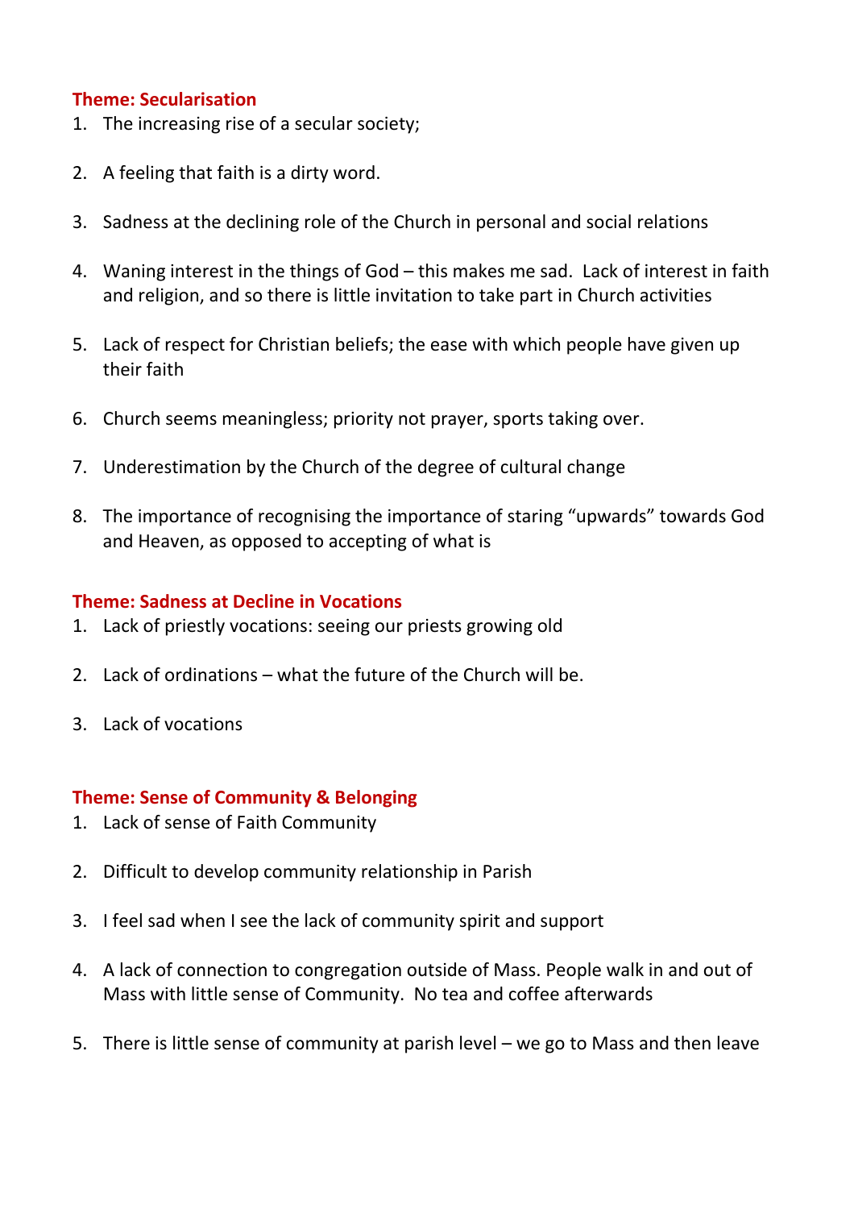### Theme: Secularisation

1. The increasing rise of a secular society;
2. A feeling that faith is a dirty word.
3. Sadness at the declining role of the Church in personal and social relations
4. Waning interest in the things of God – this makes me sad. Lack of interest in faith and religion, and so there is little invitation to take part in Church activities
5. Lack of respect for Christian beliefs; the ease with which people have given up their faith
6. Church seems meaningless; priority not prayer, sports taking over.
7. Underestimation by the Church of the degree of cultural change
8. The importance of recognising the importance of staring "upwards" towards God and Heaven, as opposed to accepting of what is

### Theme: Sadness at Decline in Vocations

1. Lack of priestly vocations: seeing our priests growing old
2. Lack of ordinations – what the future of the Church will be.
3. Lack of vocations

### Theme: Sense of Community & Belonging

1. Lack of sense of Faith Community
2. Difficult to develop community relationship in Parish
3. I feel sad when I see the lack of community spirit and support
4. A lack of connection to congregation outside of Mass. People walk in and out of Mass with little sense of Community. No tea and coffee afterwards
5. There is little sense of community at parish level – we go to Mass and then leave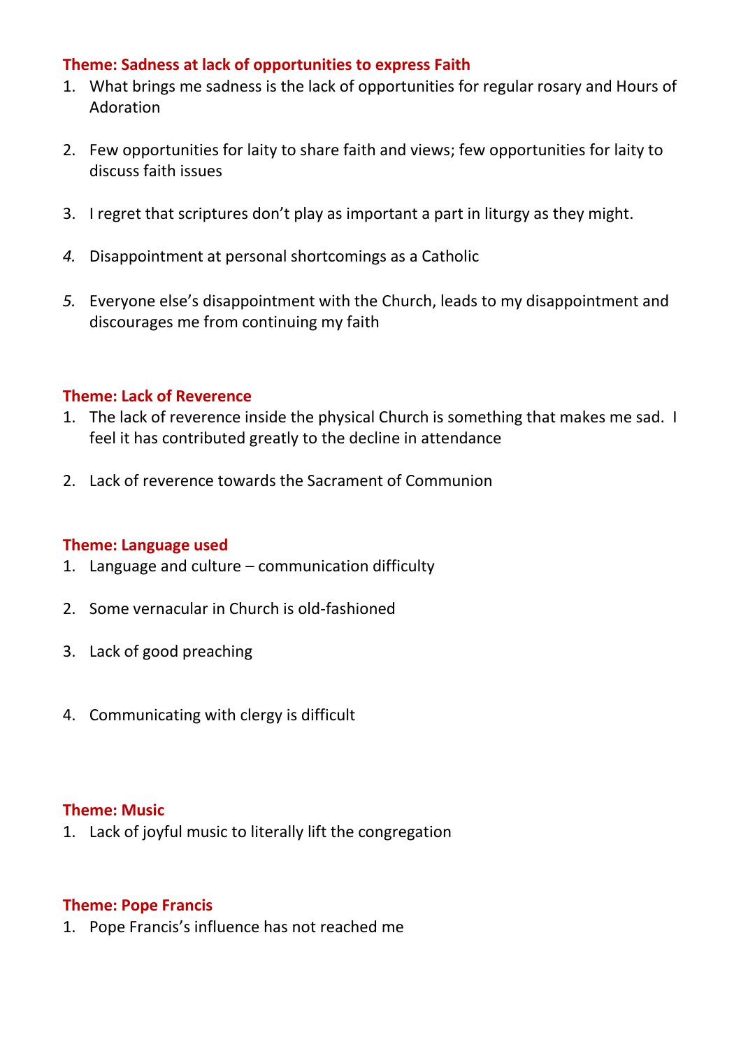**Theme: Sadness at lack of opportunities to express Faith**

1. What brings me sadness is the lack of opportunities for regular rosary and Hours of Adoration
2. Few opportunities for laity to share faith and views; few opportunities for laity to discuss faith issues
3. I regret that scriptures don't play as important a part in liturgy as they might.
4. Disappointment at personal shortcomings as a Catholic
5. Everyone else's disappointment with the Church, leads to my disappointment and discourages me from continuing my faith

**Theme: Lack of Reverence**

1. The lack of reverence inside the physical Church is something that makes me sad. I feel it has contributed greatly to the decline in attendance
2. Lack of reverence towards the Sacrament of Communion

**Theme: Language used**

1. Language and culture – communication difficulty
2. Some vernacular in Church is old-fashioned
3. Lack of good preaching
4. Communicating with clergy is difficult

**Theme: Music**

1. Lack of joyful music to literally lift the congregation

**Theme: Pope Francis**

1. Pope Francis's influence has not reached me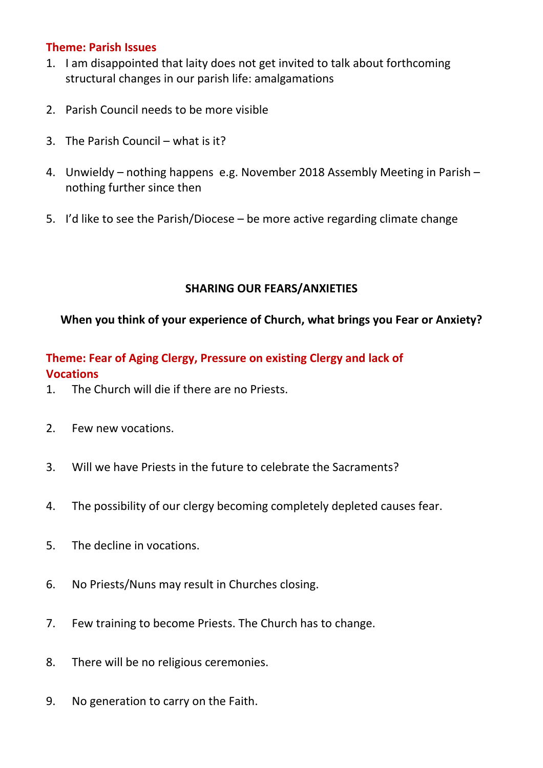**Theme: Parish Issues**

1. I am disappointed that laity does not get invited to talk about forthcoming structural changes in our parish life: amalgamations

2. Parish Council needs to be more visible

3. The Parish Council – what is it?

4. Unwieldy – nothing happens e.g. November 2018 Assembly Meeting in Parish – nothing further since then

5. I'd like to see the Parish/Diocese – be more active regarding climate change

## SHARING OUR FEARS/ANXIETIES

**When you think of your experience of Church, what brings you Fear or Anxiety?**

**Theme: Fear of Aging Clergy, Pressure on existing Clergy and lack of Vocations**

1. The Church will die if there are no Priests.

2. Few new vocations.

3. Will we have Priests in the future to celebrate the Sacraments?

4. The possibility of our clergy becoming completely depleted causes fear.

5. The decline in vocations.

6. No Priests/Nuns may result in Churches closing.

7. Few training to become Priests. The Church has to change.

8. There will be no religious ceremonies.

9. No generation to carry on the Faith.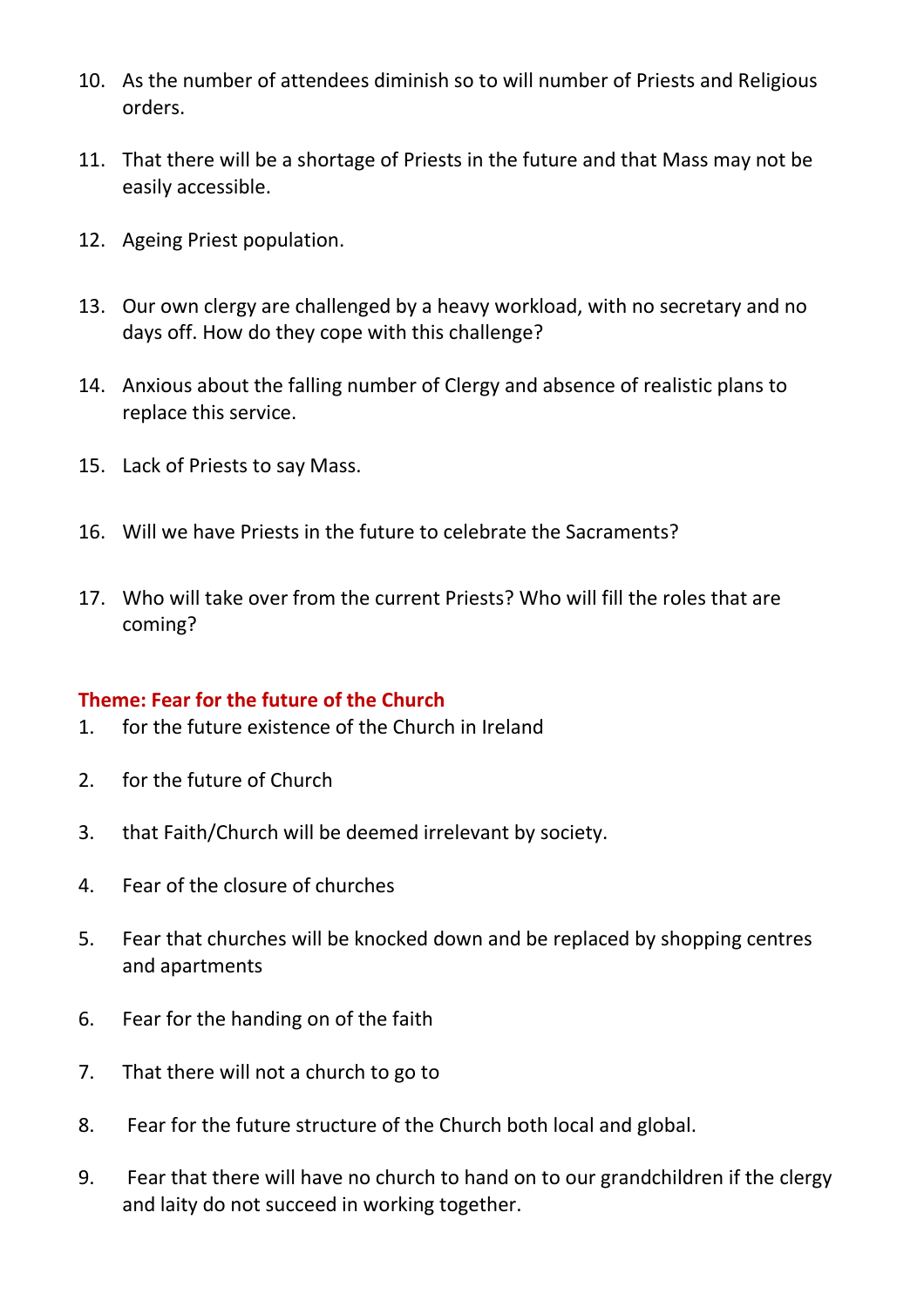10. As the number of attendees diminish so to will number of Priests and Religious orders.

11. That there will be a shortage of Priests in the future and that Mass may not be easily accessible.

12. Ageing Priest population.

13. Our own clergy are challenged by a heavy workload, with no secretary and no days off. How do they cope with this challenge?

14. Anxious about the falling number of Clergy and absence of realistic plans to replace this service.

15. Lack of Priests to say Mass.

16. Will we have Priests in the future to celebrate the Sacraments?

17. Who will take over from the current Priests? Who will fill the roles that are coming?

**Theme: Fear for the future of the Church**

1. for the future existence of the Church in Ireland

2. for the future of Church

3. that Faith/Church will be deemed irrelevant by society.

4. Fear of the closure of churches

5. Fear that churches will be knocked down and be replaced by shopping centres and apartments

6. Fear for the handing on of the faith

7. That there will not a church to go to

8. Fear for the future structure of the Church both local and global.

9. Fear that there will have no church to hand on to our grandchildren if the clergy and laity do not succeed in working together.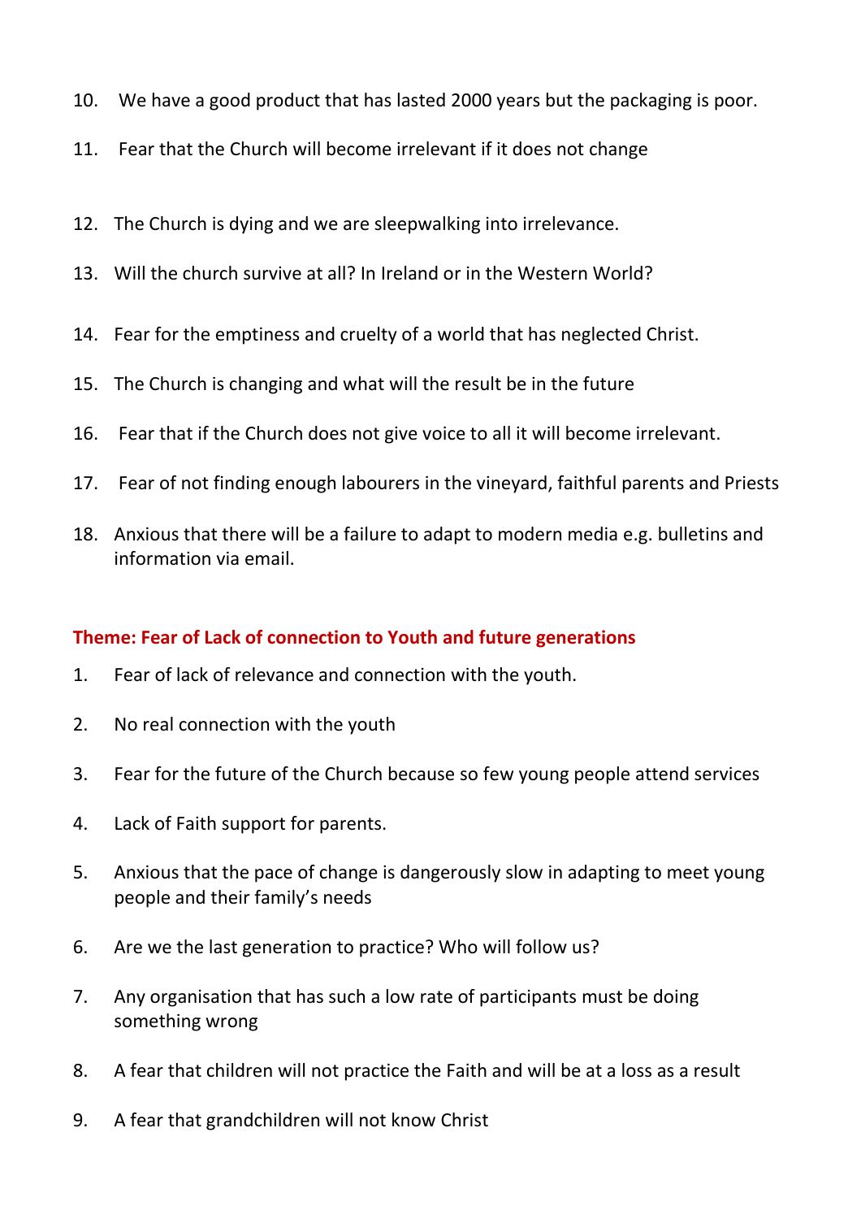10. We have a good product that has lasted 2000 years but the packaging is poor.
11. Fear that the Church will become irrelevant if it does not change
12. The Church is dying and we are sleepwalking into irrelevance.
13. Will the church survive at all? In Ireland or in the Western World?
14. Fear for the emptiness and cruelty of a world that has neglected Christ.
15. The Church is changing and what will the result be in the future
16. Fear that if the Church does not give voice to all it will become irrelevant.
17. Fear of not finding enough labourers in the vineyard, faithful parents and Priests
18. Anxious that there will be a failure to adapt to modern media e.g. bulletins and information via email.

### Theme: Fear of Lack of connection to Youth and future generations

1. Fear of lack of relevance and connection with the youth.
2. No real connection with the youth
3. Fear for the future of the Church because so few young people attend services
4. Lack of Faith support for parents.
5. Anxious that the pace of change is dangerously slow in adapting to meet young people and their family's needs
6. Are we the last generation to practice? Who will follow us?
7. Any organisation that has such a low rate of participants must be doing something wrong
8. A fear that children will not practice the Faith and will be at a loss as a result
9. A fear that grandchildren will not know Christ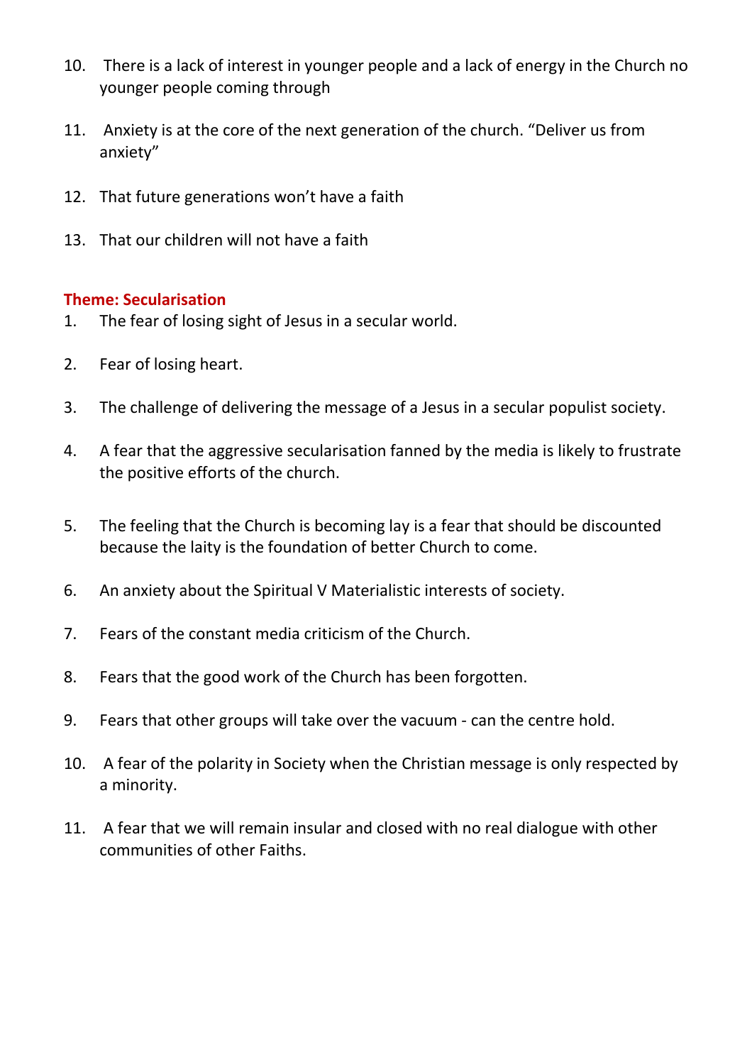10. There is a lack of interest in younger people and a lack of energy in the Church no younger people coming through

11. Anxiety is at the core of the next generation of the church. “Deliver us from anxiety”

12. That future generations won’t have a faith

13. That our children will not have a faith

**Theme: Secularisation**

1. The fear of losing sight of Jesus in a secular world.

2. Fear of losing heart.

3. The challenge of delivering the message of a Jesus in a secular populist society.

4. A fear that the aggressive secularisation fanned by the media is likely to frustrate the positive efforts of the church.

5. The feeling that the Church is becoming lay is a fear that should be discounted because the laity is the foundation of better Church to come.

6. An anxiety about the Spiritual V Materialistic interests of society.

7. Fears of the constant media criticism of the Church.

8. Fears that the good work of the Church has been forgotten.

9. Fears that other groups will take over the vacuum - can the centre hold.

10. A fear of the polarity in Society when the Christian message is only respected by a minority.

11. A fear that we will remain insular and closed with no real dialogue with other communities of other Faiths.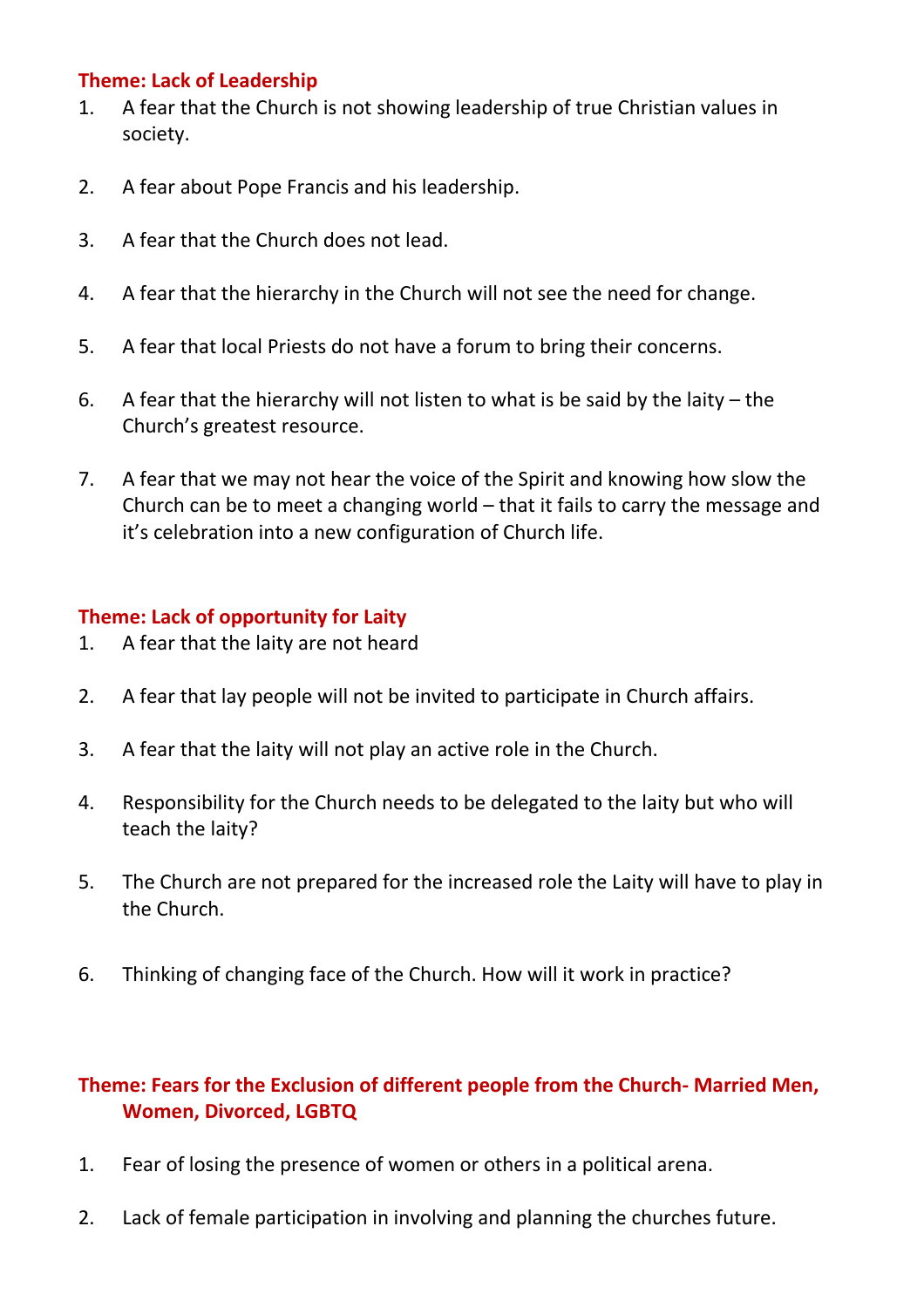### Theme: Lack of Leadership

1. A fear that the Church is not showing leadership of true Christian values in society.
2. A fear about Pope Francis and his leadership.
3. A fear that the Church does not lead.
4. A fear that the hierarchy in the Church will not see the need for change.
5. A fear that local Priests do not have a forum to bring their concerns.
6. A fear that the hierarchy will not listen to what is be said by the laity – the Church's greatest resource.
7. A fear that we may not hear the voice of the Spirit and knowing how slow the Church can be to meet a changing world – that it fails to carry the message and it's celebration into a new configuration of Church life.

### Theme: Lack of opportunity for Laity

1. A fear that the laity are not heard
2. A fear that lay people will not be invited to participate in Church affairs.
3. A fear that the laity will not play an active role in the Church.
4. Responsibility for the Church needs to be delegated to the laity but who will teach the laity?
5. The Church are not prepared for the increased role the Laity will have to play in the Church.
6. Thinking of changing face of the Church. How will it work in practice?

### Theme: Fears for the Exclusion of different people from the Church- Married Men, Women, Divorced, LGBTQ

1. Fear of losing the presence of women or others in a political arena.
2. Lack of female participation in involving and planning the churches future.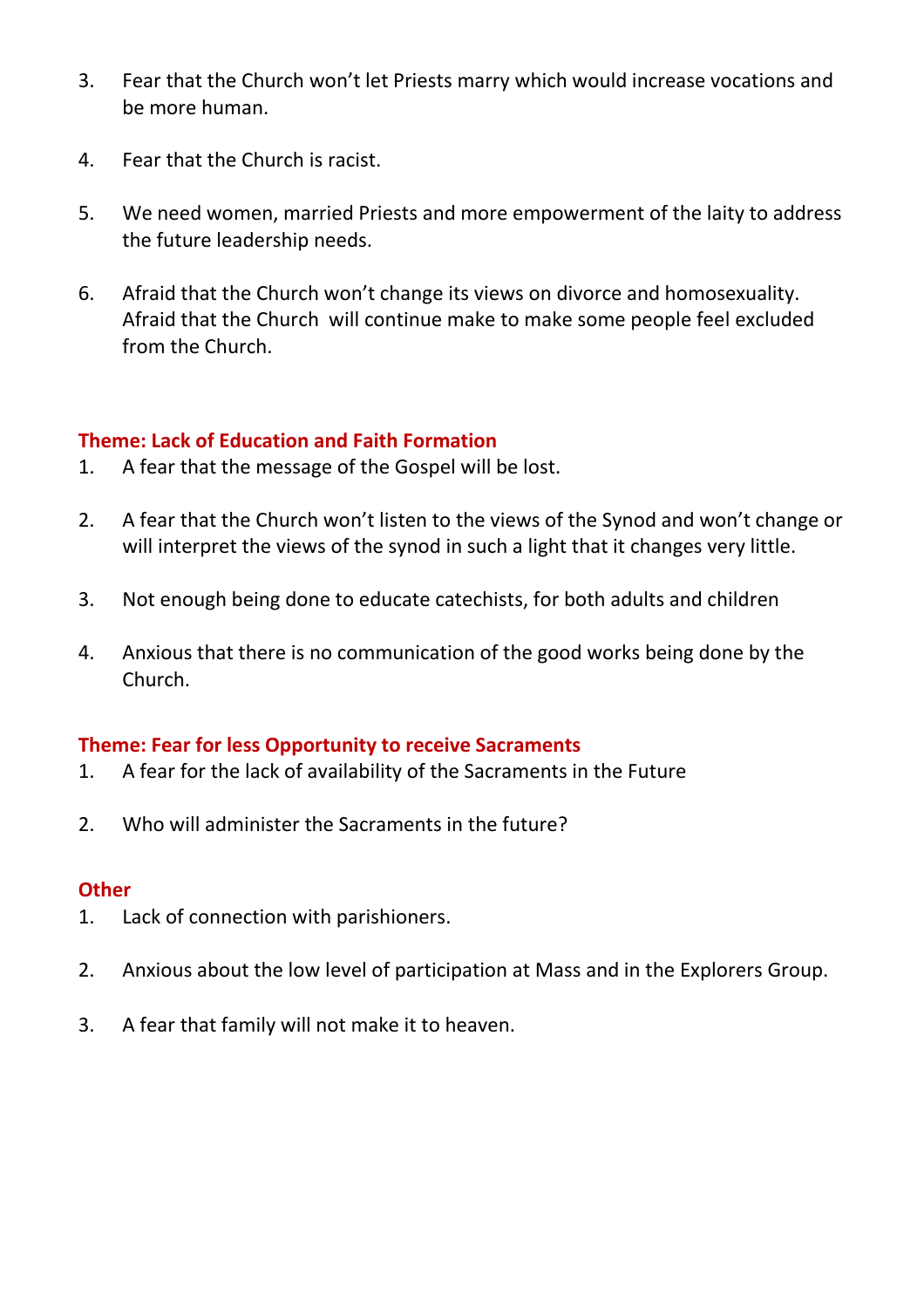3. Fear that the Church won't let Priests marry which would increase vocations and be more human.

4. Fear that the Church is racist.

5. We need women, married Priests and more empowerment of the laity to address the future leadership needs.

6. Afraid that the Church won't change its views on divorce and homosexuality. Afraid that the Church will continue make to make some people feel excluded from the Church.

### Theme: Lack of Education and Faith Formation

1. A fear that the message of the Gospel will be lost.

2. A fear that the Church won't listen to the views of the Synod and won't change or will interpret the views of the synod in such a light that it changes very little.

3. Not enough being done to educate catechists, for both adults and children

4. Anxious that there is no communication of the good works being done by the Church.

### Theme: Fear for less Opportunity to receive Sacraments

1. A fear for the lack of availability of the Sacraments in the Future

2. Who will administer the Sacraments in the future?

### Other

1. Lack of connection with parishioners.

2. Anxious about the low level of participation at Mass and in the Explorers Group.

3. A fear that family will not make it to heaven.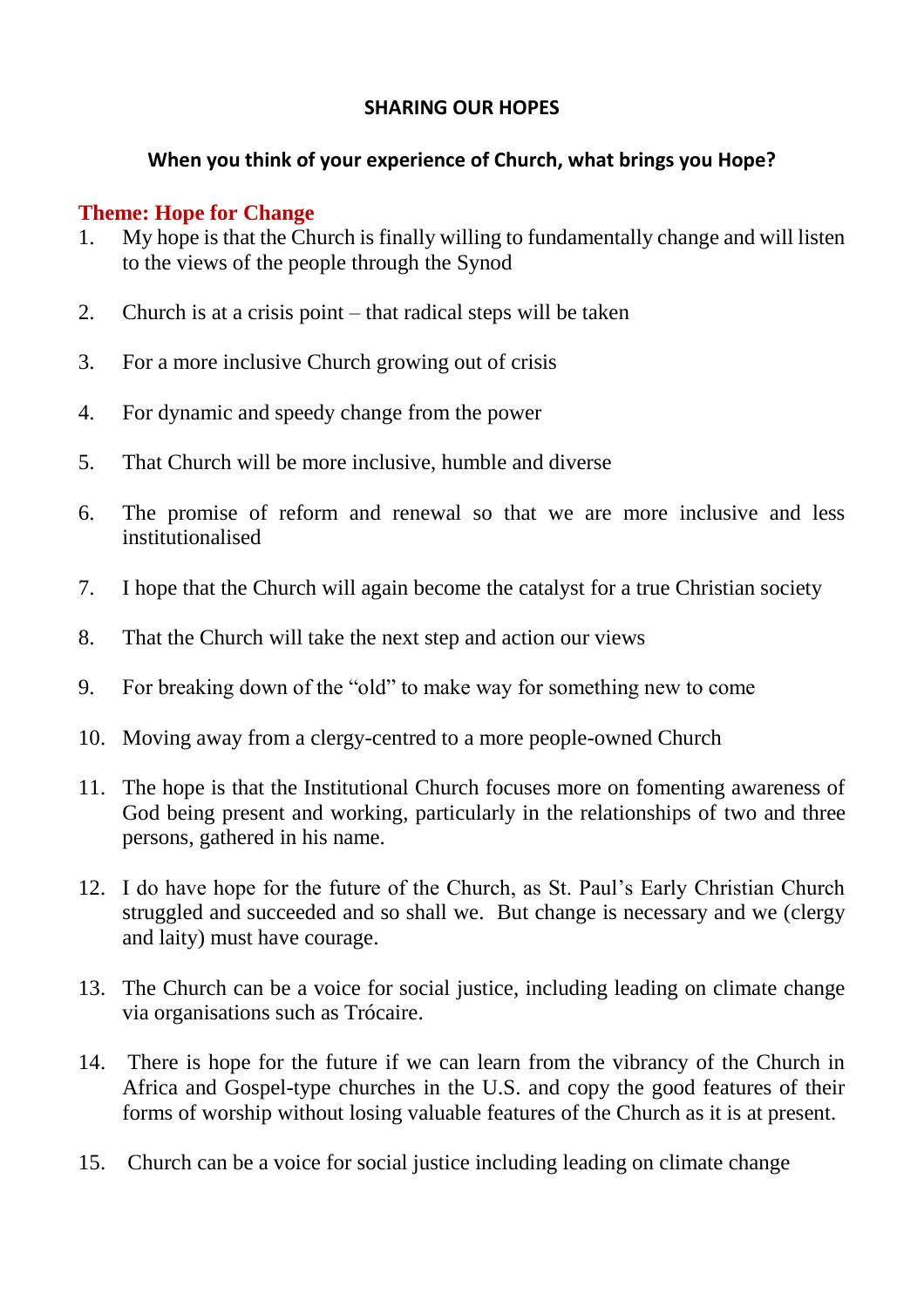**SHARING OUR HOPES**

**When you think of your experience of Church, what brings you Hope?**

## Theme: Hope for Change

1. My hope is that the Church is finally willing to fundamentally change and will listen to the views of the people through the Synod

2. Church is at a crisis point – that radical steps will be taken

3. For a more inclusive Church growing out of crisis

4. For dynamic and speedy change from the power

5. That Church will be more inclusive, humble and diverse

6. The promise of reform and renewal so that we are more inclusive and less institutionalised

7. I hope that the Church will again become the catalyst for a true Christian society

8. That the Church will take the next step and action our views

9. For breaking down of the "old" to make way for something new to come

10. Moving away from a clergy-centred to a more people-owned Church

11. The hope is that the Institutional Church focuses more on fomenting awareness of God being present and working, particularly in the relationships of two and three persons, gathered in his name.

12. I do have hope for the future of the Church, as St. Paul's Early Christian Church struggled and succeeded and so shall we. But change is necessary and we (clergy and laity) must have courage.

13. The Church can be a voice for social justice, including leading on climate change via organisations such as Trócaire.

14. There is hope for the future if we can learn from the vibrancy of the Church in Africa and Gospel-type churches in the U.S. and copy the good features of their forms of worship without losing valuable features of the Church as it is at present.

15. Church can be a voice for social justice including leading on climate change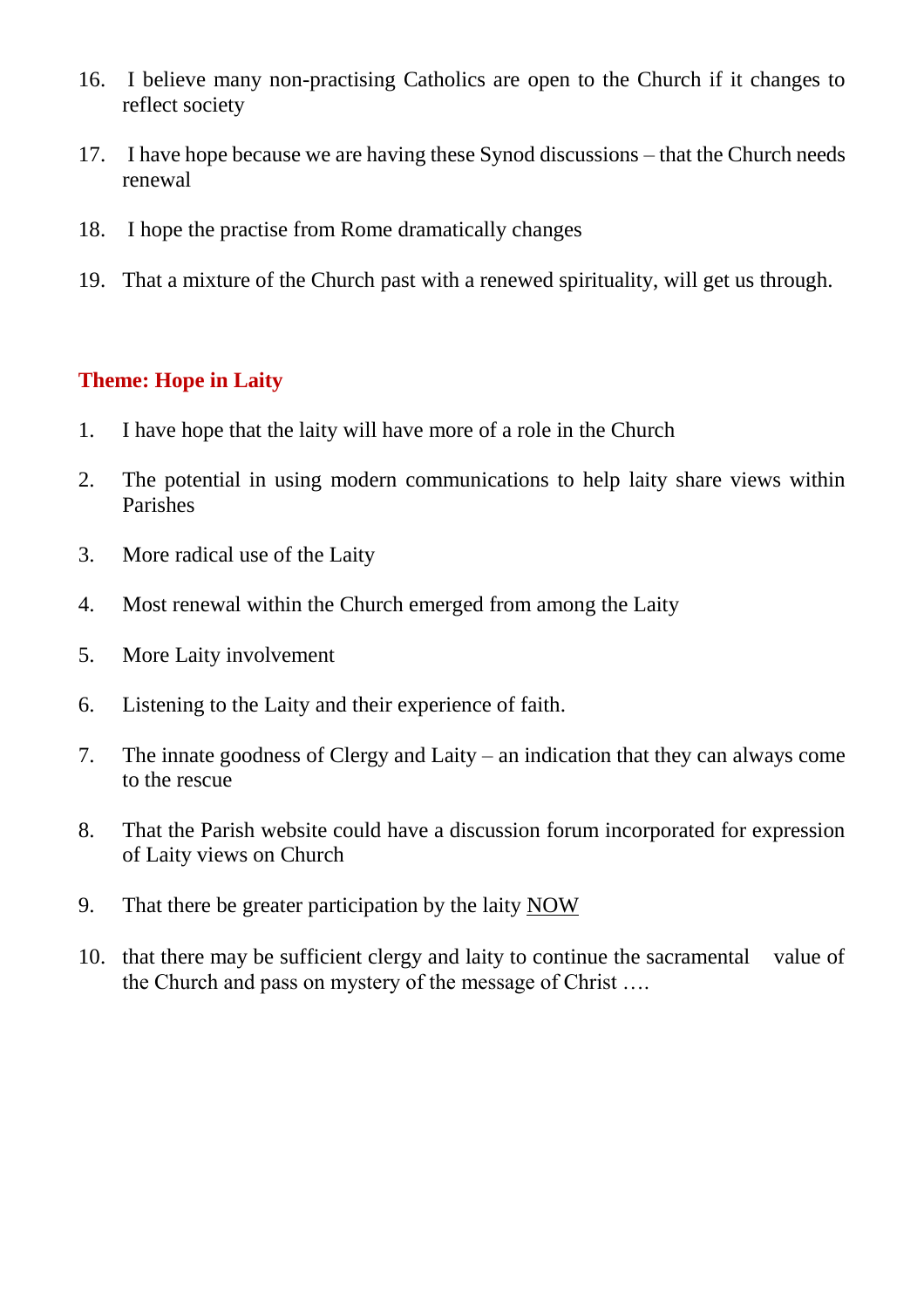16. I believe many non-practising Catholics are open to the Church if it changes to reflect society
17. I have hope because we are having these Synod discussions – that the Church needs renewal
18. I hope the practise from Rome dramatically changes
19. That a mixture of the Church past with a renewed spirituality, will get us through.

### Theme: Hope in Laity

1. I have hope that the laity will have more of a role in the Church
2. The potential in using modern communications to help laity share views within Parishes
3. More radical use of the Laity
4. Most renewal within the Church emerged from among the Laity
5. More Laity involvement
6. Listening to the Laity and their experience of faith.
7. The innate goodness of Clergy and Laity – an indication that they can always come to the rescue
8. That the Parish website could have a discussion forum incorporated for expression of Laity views on Church
9. That there be greater participation by the laity <u>NOW</u>
10. that there may be sufficient clergy and laity to continue the sacramental value of the Church and pass on mystery of the message of Christ ….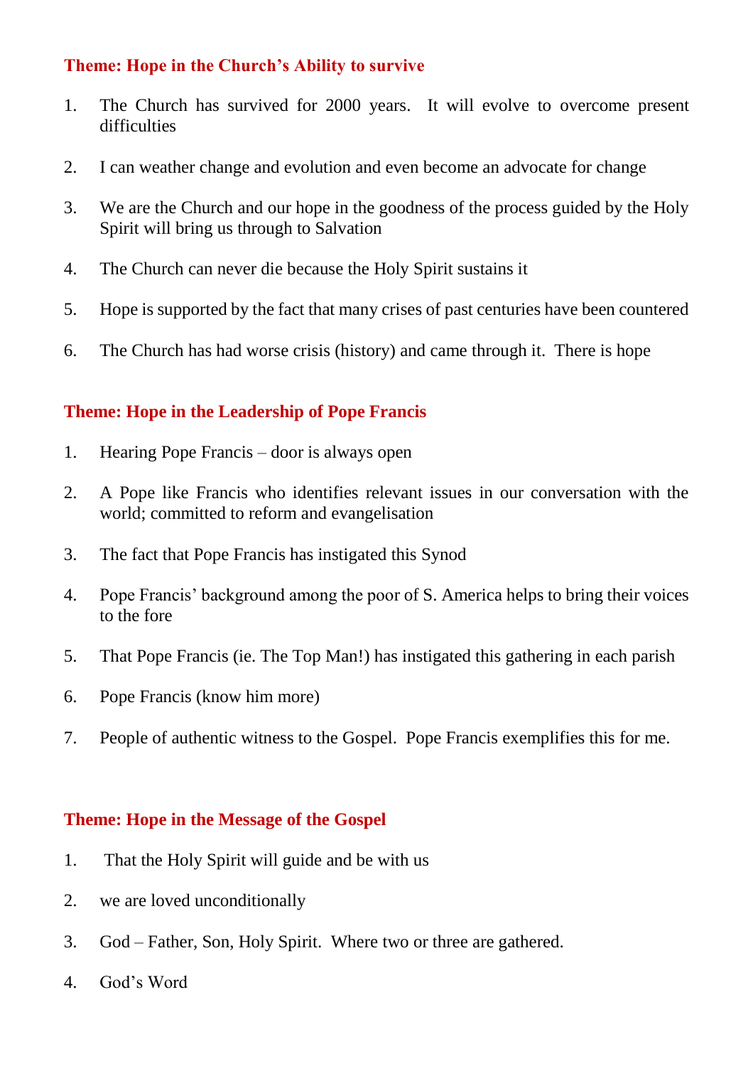### Theme: Hope in the Church's Ability to survive

1. The Church has survived for 2000 years. It will evolve to overcome present difficulties

2. I can weather change and evolution and even become an advocate for change

3. We are the Church and our hope in the goodness of the process guided by the Holy Spirit will bring us through to Salvation

4. The Church can never die because the Holy Spirit sustains it

5. Hope is supported by the fact that many crises of past centuries have been countered

6. The Church has had worse crisis (history) and came through it. There is hope

### Theme: Hope in the Leadership of Pope Francis

1. Hearing Pope Francis – door is always open

2. A Pope like Francis who identifies relevant issues in our conversation with the world; committed to reform and evangelisation

3. The fact that Pope Francis has instigated this Synod

4. Pope Francis' background among the poor of S. America helps to bring their voices to the fore

5. That Pope Francis (ie. The Top Man!) has instigated this gathering in each parish

6. Pope Francis (know him more)

7. People of authentic witness to the Gospel. Pope Francis exemplifies this for me.

### Theme: Hope in the Message of the Gospel

1. That the Holy Spirit will guide and be with us

2. we are loved unconditionally

3. God – Father, Son, Holy Spirit. Where two or three are gathered.

4. God's Word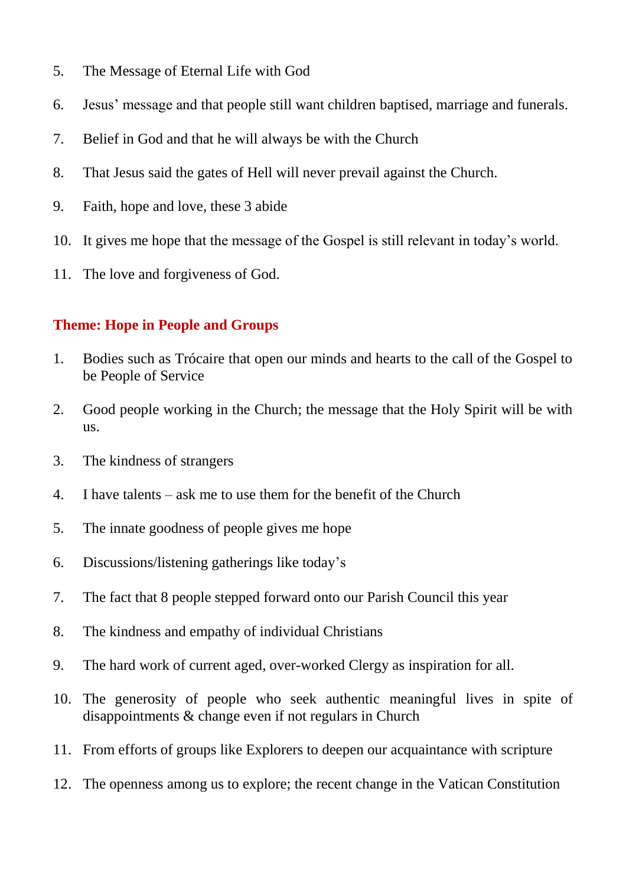5. The Message of Eternal Life with God
6. Jesus' message and that people still want children baptised, marriage and funerals.
7. Belief in God and that he will always be with the Church
8. That Jesus said the gates of Hell will never prevail against the Church.
9. Faith, hope and love, these 3 abide
10. It gives me hope that the message of the Gospel is still relevant in today's world.
11. The love and forgiveness of God.

### Theme: Hope in People and Groups

1. Bodies such as Trócaire that open our minds and hearts to the call of the Gospel to be People of Service
2. Good people working in the Church; the message that the Holy Spirit will be with us.
3. The kindness of strangers
4. I have talents – ask me to use them for the benefit of the Church
5. The innate goodness of people gives me hope
6. Discussions/listening gatherings like today's
7. The fact that 8 people stepped forward onto our Parish Council this year
8. The kindness and empathy of individual Christians
9. The hard work of current aged, over-worked Clergy as inspiration for all.
10. The generosity of people who seek authentic meaningful lives in spite of disappointments & change even if not regulars in Church
11. From efforts of groups like Explorers to deepen our acquaintance with scripture
12. The openness among us to explore; the recent change in the Vatican Constitution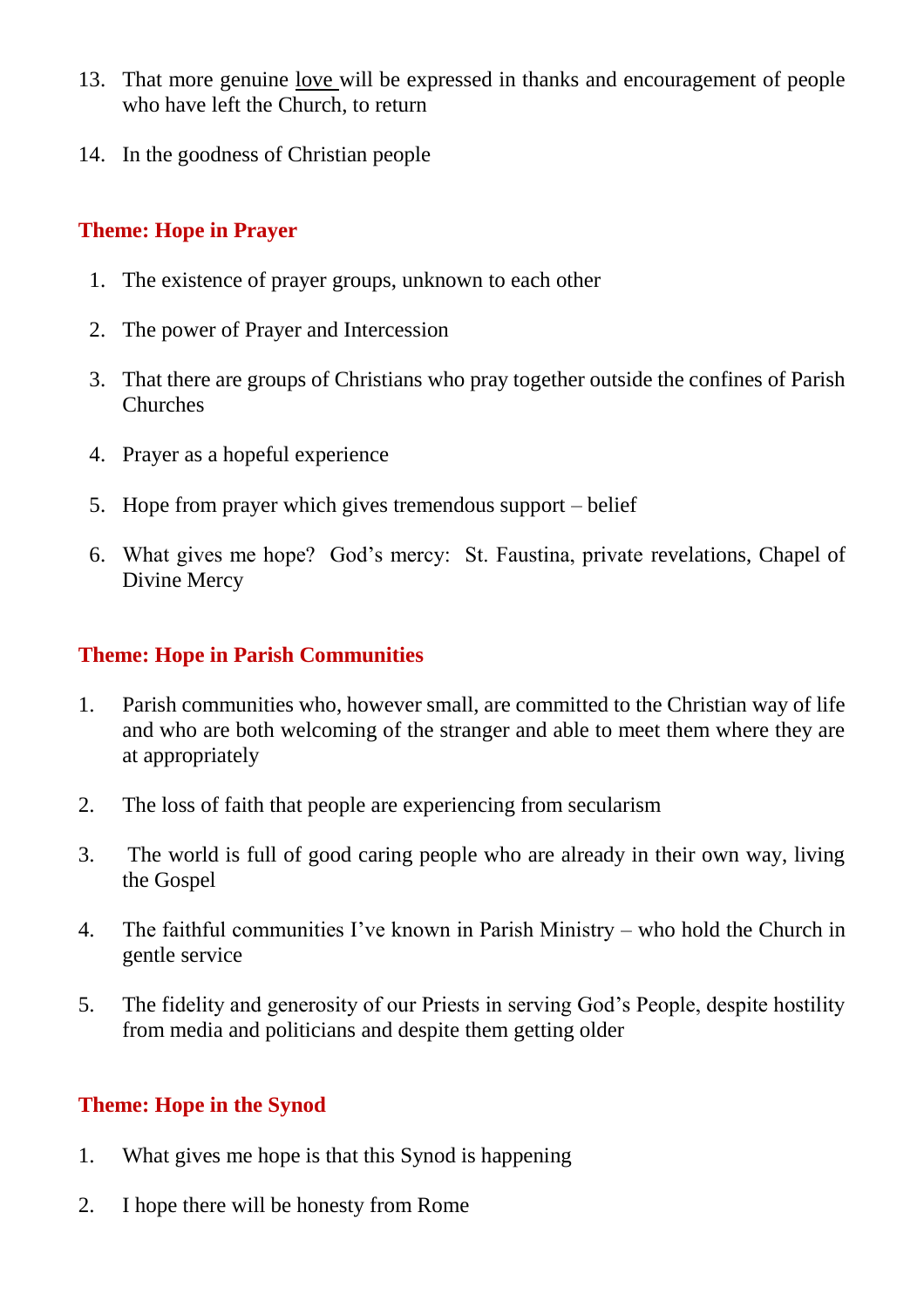13. That more genuine love will be expressed in thanks and encouragement of people who have left the Church, to return

14. In the goodness of Christian people

### Theme: Hope in Prayer

1. The existence of prayer groups, unknown to each other

2. The power of Prayer and Intercession

3. That there are groups of Christians who pray together outside the confines of Parish Churches

4. Prayer as a hopeful experience

5. Hope from prayer which gives tremendous support – belief

6. What gives me hope? God's mercy: St. Faustina, private revelations, Chapel of Divine Mercy

### Theme: Hope in Parish Communities

1. Parish communities who, however small, are committed to the Christian way of life and who are both welcoming of the stranger and able to meet them where they are at appropriately

2. The loss of faith that people are experiencing from secularism

3. The world is full of good caring people who are already in their own way, living the Gospel

4. The faithful communities I've known in Parish Ministry – who hold the Church in gentle service

5. The fidelity and generosity of our Priests in serving God's People, despite hostility from media and politicians and despite them getting older

### Theme: Hope in the Synod

1. What gives me hope is that this Synod is happening

2. I hope there will be honesty from Rome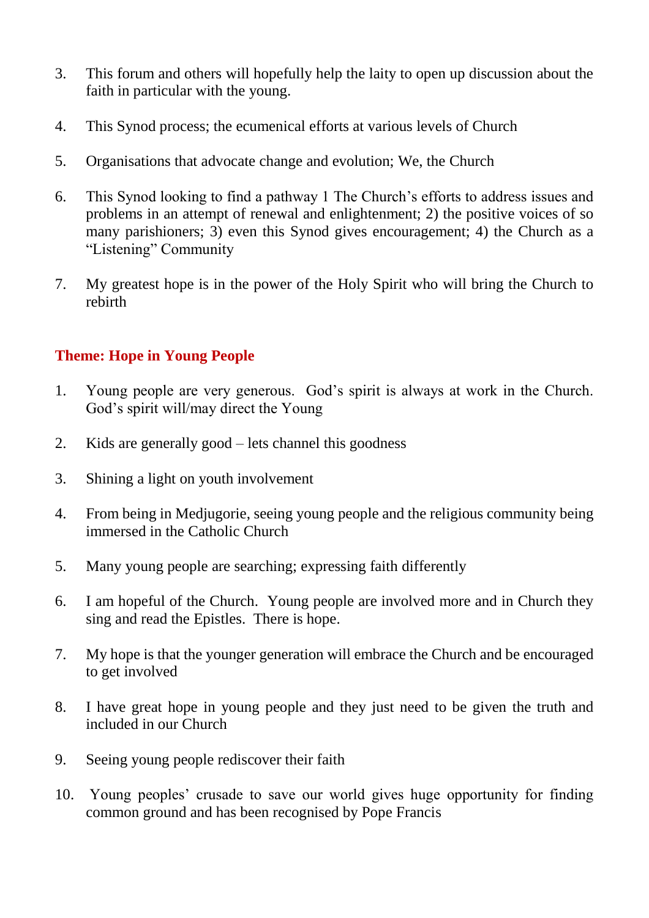3. This forum and others will hopefully help the laity to open up discussion about the faith in particular with the young.

4. This Synod process; the ecumenical efforts at various levels of Church

5. Organisations that advocate change and evolution; We, the Church

6. This Synod looking to find a pathway 1 The Church's efforts to address issues and problems in an attempt of renewal and enlightenment; 2) the positive voices of so many parishioners; 3) even this Synod gives encouragement; 4) the Church as a "Listening" Community

7. My greatest hope is in the power of the Holy Spirit who will bring the Church to rebirth

### Theme: Hope in Young People

1. Young people are very generous. God's spirit is always at work in the Church. God's spirit will/may direct the Young

2. Kids are generally good – lets channel this goodness

3. Shining a light on youth involvement

4. From being in Medjugorie, seeing young people and the religious community being immersed in the Catholic Church

5. Many young people are searching; expressing faith differently

6. I am hopeful of the Church. Young people are involved more and in Church they sing and read the Epistles. There is hope.

7. My hope is that the younger generation will embrace the Church and be encouraged to get involved

8. I have great hope in young people and they just need to be given the truth and included in our Church

9. Seeing young people rediscover their faith

10. Young peoples' crusade to save our world gives huge opportunity for finding common ground and has been recognised by Pope Francis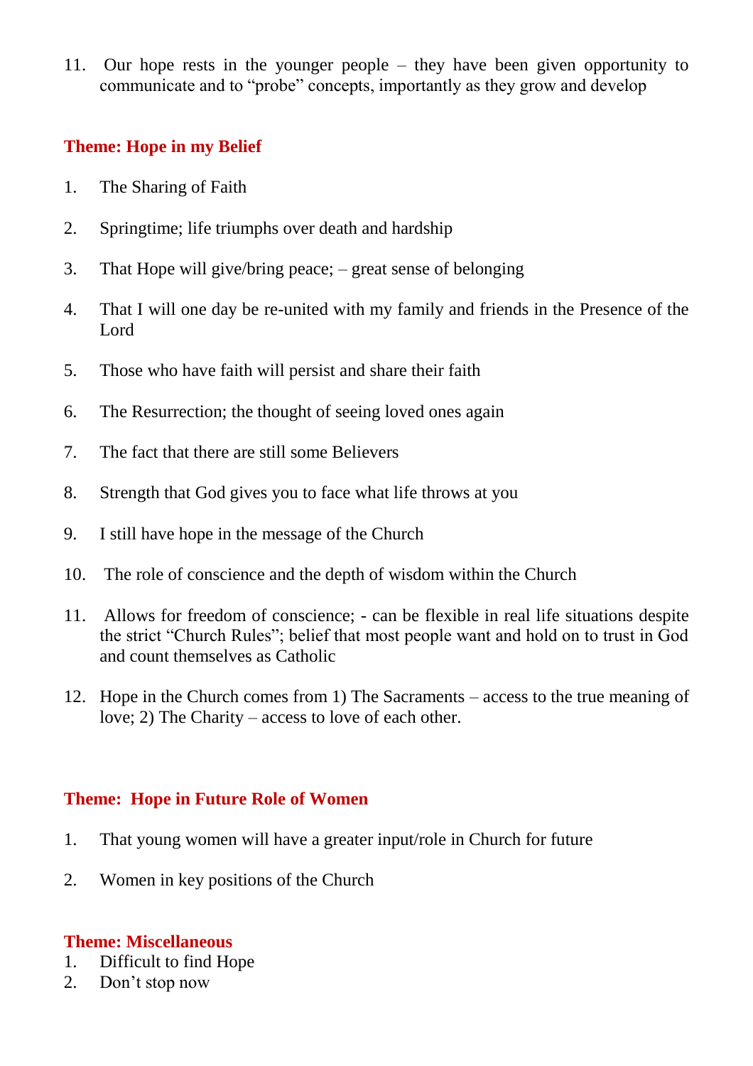11. Our hope rests in the younger people – they have been given opportunity to communicate and to "probe" concepts, importantly as they grow and develop

### Theme: Hope in my Belief

1. The Sharing of Faith
2. Springtime; life triumphs over death and hardship
3. That Hope will give/bring peace; – great sense of belonging
4. That I will one day be re-united with my family and friends in the Presence of the Lord
5. Those who have faith will persist and share their faith
6. The Resurrection; the thought of seeing loved ones again
7. The fact that there are still some Believers
8. Strength that God gives you to face what life throws at you
9. I still have hope in the message of the Church
10. The role of conscience and the depth of wisdom within the Church
11. Allows for freedom of conscience; - can be flexible in real life situations despite the strict "Church Rules"; belief that most people want and hold on to trust in God and count themselves as Catholic
12. Hope in the Church comes from 1) The Sacraments – access to the true meaning of love; 2) The Charity – access to love of each other.

### Theme: Hope in Future Role of Women

1. That young women will have a greater input/role in Church for future
2. Women in key positions of the Church

### Theme: Miscellaneous

1. Difficult to find Hope
2. Don't stop now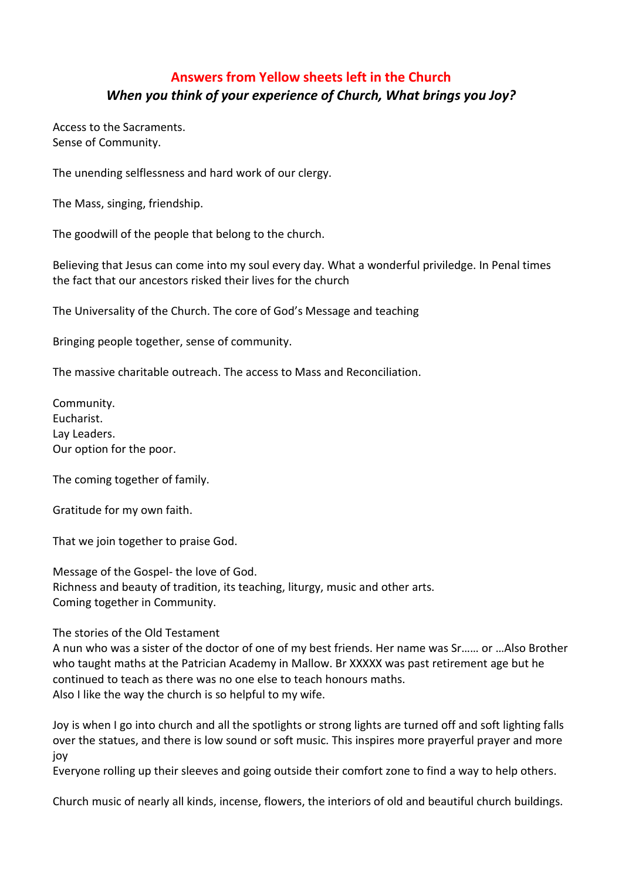## Answers from Yellow sheets left in the Church

### *When you think of your experience of Church, What brings you Joy?*

Access to the Sacraments.
Sense of Community.

The unending selflessness and hard work of our clergy.

The Mass, singing, friendship.

The goodwill of the people that belong to the church.

Believing that Jesus can come into my soul every day. What a wonderful priviledge. In Penal times the fact that our ancestors risked their lives for the church

The Universality of the Church. The core of God's Message and teaching

Bringing people together, sense of community.

The massive charitable outreach. The access to Mass and Reconciliation.

Community.
Eucharist.
Lay Leaders.
Our option for the poor.

The coming together of family.

Gratitude for my own faith.

That we join together to praise God.

Message of the Gospel- the love of God.
Richness and beauty of tradition, its teaching, liturgy, music and other arts.
Coming together in Community.

The stories of the Old Testament
A nun who was a sister of the doctor of one of my best friends. Her name was Sr…… or …Also Brother who taught maths at the Patrician Academy in Mallow. Br XXXXX was past retirement age but he continued to teach as there was no one else to teach honours maths.
Also I like the way the church is so helpful to my wife.

Joy is when I go into church and all the spotlights or strong lights are turned off and soft lighting falls over the statues, and there is low sound or soft music. This inspires more prayerful prayer and more joy
Everyone rolling up their sleeves and going outside their comfort zone to find a way to help others.

Church music of nearly all kinds, incense, flowers, the interiors of old and beautiful church buildings.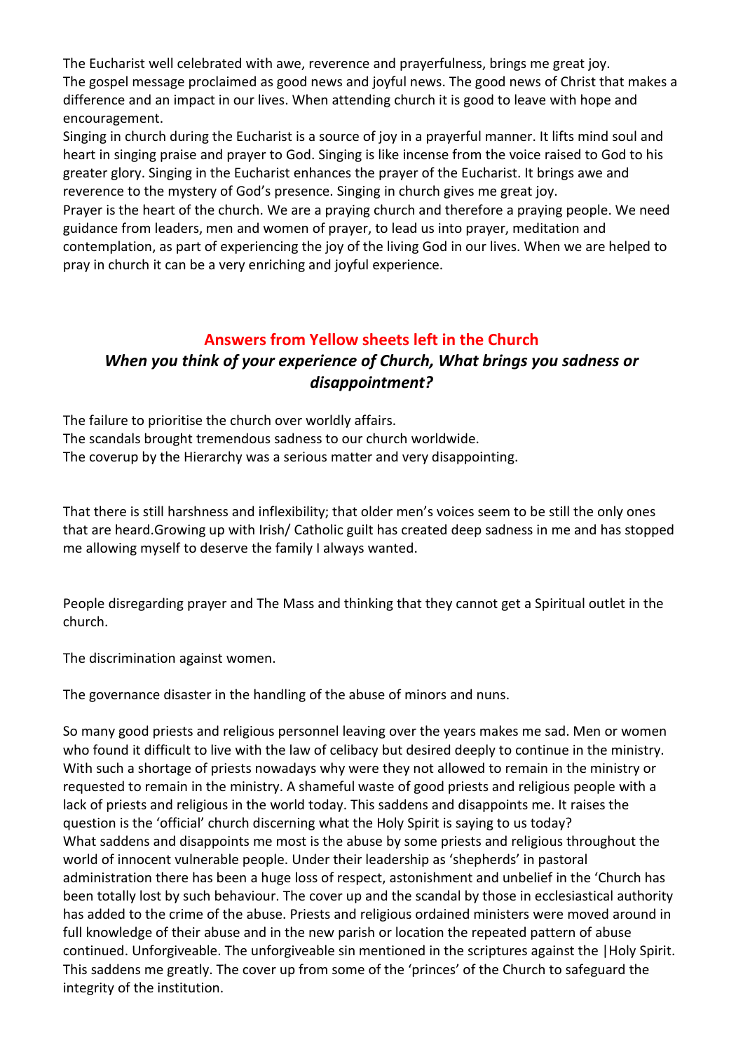The Eucharist well celebrated with awe, reverence and prayerfulness, brings me great joy.
The gospel message proclaimed as good news and joyful news. The good news of Christ that makes a difference and an impact in our lives. When attending church it is good to leave with hope and encouragement.
Singing in church during the Eucharist is a source of joy in a prayerful manner. It lifts mind soul and heart in singing praise and prayer to God. Singing is like incense from the voice raised to God to his greater glory. Singing in the Eucharist enhances the prayer of the Eucharist. It brings awe and reverence to the mystery of God's presence. Singing in church gives me great joy.
Prayer is the heart of the church. We are a praying church and therefore a praying people. We need guidance from leaders, men and women of prayer, to lead us into prayer, meditation and contemplation, as part of experiencing the joy of the living God in our lives. When we are helped to pray in church it can be a very enriching and joyful experience.

## Answers from Yellow sheets left in the Church

### *When you think of your experience of Church, What brings you sadness or disappointment?*

The failure to prioritise the church over worldly affairs.
The scandals brought tremendous sadness to our church worldwide.
The coverup by the Hierarchy was a serious matter and very disappointing.

That there is still harshness and inflexibility; that older men's voices seem to be still the only ones that are heard.Growing up with Irish/ Catholic guilt has created deep sadness in me and has stopped me allowing myself to deserve the family I always wanted.

People disregarding prayer and The Mass and thinking that they cannot get a Spiritual outlet in the church.

The discrimination against women.

The governance disaster in the handling of the abuse of minors and nuns.

So many good priests and religious personnel leaving over the years makes me sad. Men or women who found it difficult to live with the law of celibacy but desired deeply to continue in the ministry. With such a shortage of priests nowadays why were they not allowed to remain in the ministry or requested to remain in the ministry. A shameful waste of good priests and religious people with a lack of priests and religious in the world today. This saddens and disappoints me. It raises the question is the 'official' church discerning what the Holy Spirit is saying to us today?
What saddens and disappoints me most is the abuse by some priests and religious throughout the world of innocent vulnerable people. Under their leadership as 'shepherds' in pastoral administration there has been a huge loss of respect, astonishment and unbelief in the 'Church has been totally lost by such behaviour. The cover up and the scandal by those in ecclesiastical authority has added to the crime of the abuse. Priests and religious ordained ministers were moved around in full knowledge of their abuse and in the new parish or location the repeated pattern of abuse continued. Unforgiveable. The unforgiveable sin mentioned in the scriptures against the |Holy Spirit. This saddens me greatly. The cover up from some of the 'princes' of the Church to safeguard the integrity of the institution.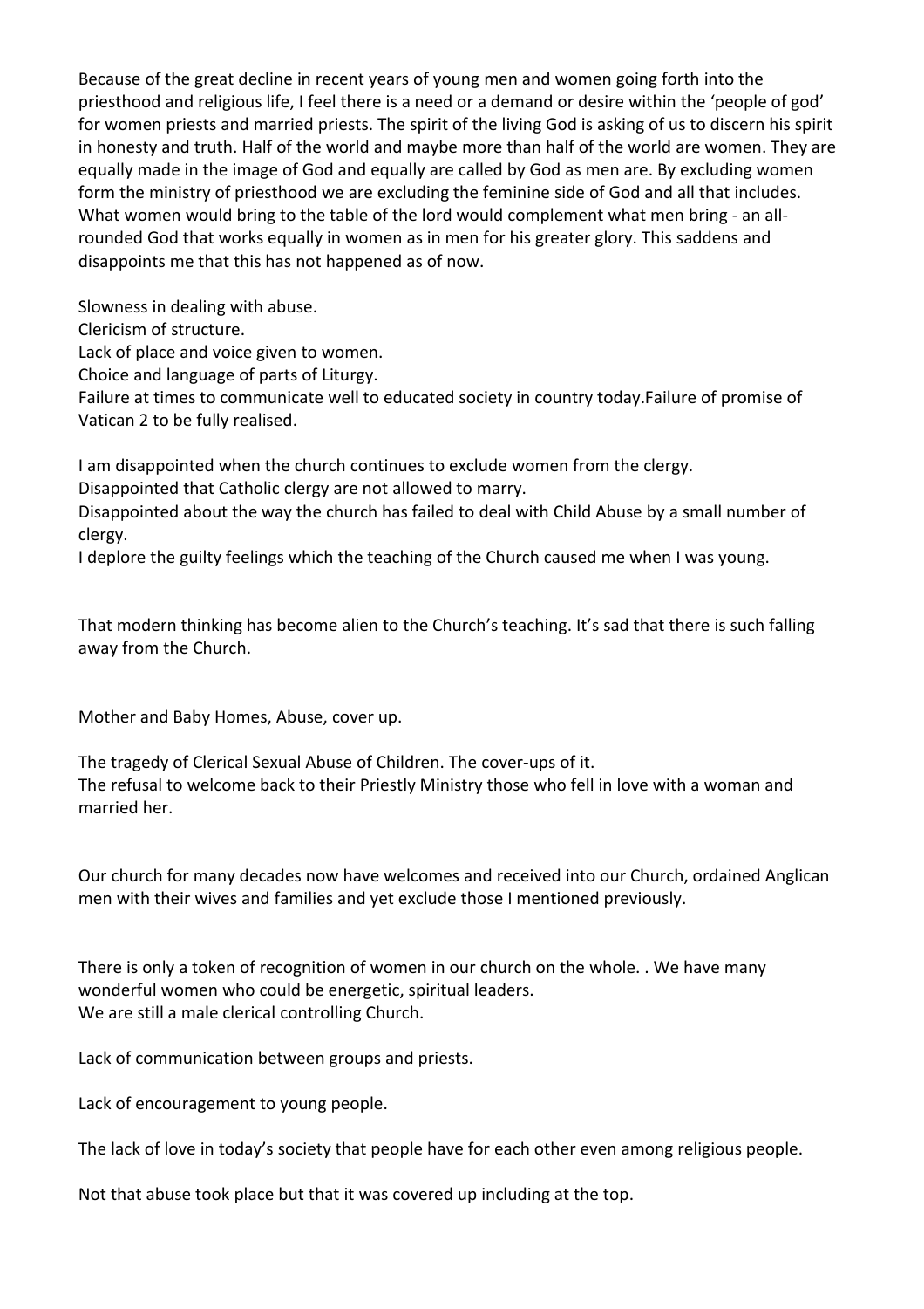Because of the great decline in recent years of young men and women going forth into the priesthood and religious life, I feel there is a need or a demand or desire within the 'people of god' for women priests and married priests. The spirit of the living God is asking of us to discern his spirit in honesty and truth. Half of the world and maybe more than half of the world are women. They are equally made in the image of God and equally are called by God as men are. By excluding women form the ministry of priesthood we are excluding the feminine side of God and all that includes. What women would bring to the table of the lord would complement what men bring - an all-rounded God that works equally in women as in men for his greater glory. This saddens and disappoints me that this has not happened as of now.

Slowness in dealing with abuse.
Clericism of structure.
Lack of place and voice given to women.
Choice and language of parts of Liturgy.
Failure at times to communicate well to educated society in country today.Failure of promise of Vatican 2 to be fully realised.

I am disappointed when the church continues to exclude women from the clergy.
Disappointed that Catholic clergy are not allowed to marry.
Disappointed about the way the church has failed to deal with Child Abuse by a small number of clergy.
I deplore the guilty feelings which the teaching of the Church caused me when I was young.

That modern thinking has become alien to the Church's teaching. It's sad that there is such falling away from the Church.

Mother and Baby Homes, Abuse, cover up.

The tragedy of Clerical Sexual Abuse of Children. The cover-ups of it.
The refusal to welcome back to their Priestly Ministry those who fell in love with a woman and married her.

Our church for many decades now have welcomes and received into our Church, ordained Anglican men with their wives and families and yet exclude those I mentioned previously.

There is only a token of recognition of women in our church on the whole. . We have many wonderful women who could be energetic, spiritual leaders.
We are still a male clerical controlling Church.

Lack of communication between groups and priests.

Lack of encouragement to young people.

The lack of love in today's society that people have for each other even among religious people.

Not that abuse took place but that it was covered up including at the top.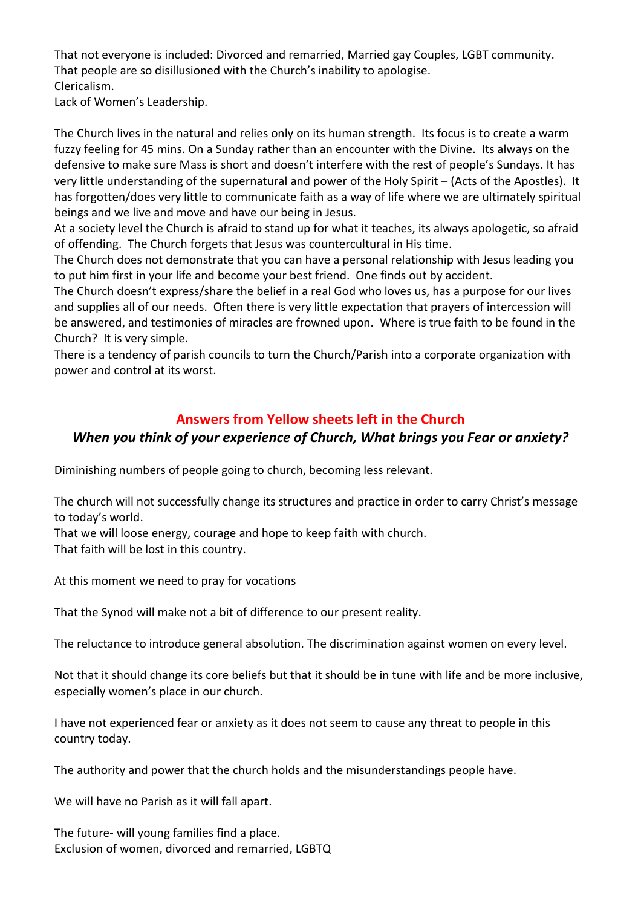That not everyone is included: Divorced and remarried, Married gay Couples, LGBT community.
That people are so disillusioned with the Church's inability to apologise.
Clericalism.
Lack of Women's Leadership.

The Church lives in the natural and relies only on its human strength. Its focus is to create a warm fuzzy feeling for 45 mins. On a Sunday rather than an encounter with the Divine. Its always on the defensive to make sure Mass is short and doesn't interfere with the rest of people's Sundays. It has very little understanding of the supernatural and power of the Holy Spirit – (Acts of the Apostles). It has forgotten/does very little to communicate faith as a way of life where we are ultimately spiritual beings and we live and move and have our being in Jesus.
At a society level the Church is afraid to stand up for what it teaches, its always apologetic, so afraid of offending. The Church forgets that Jesus was countercultural in His time.
The Church does not demonstrate that you can have a personal relationship with Jesus leading you to put him first in your life and become your best friend. One finds out by accident.
The Church doesn't express/share the belief in a real God who loves us, has a purpose for our lives and supplies all of our needs. Often there is very little expectation that prayers of intercession will be answered, and testimonies of miracles are frowned upon. Where is true faith to be found in the Church? It is very simple.
There is a tendency of parish councils to turn the Church/Parish into a corporate organization with power and control at its worst.

## Answers from Yellow sheets left in the Church

### *When you think of your experience of Church, What brings you Fear or anxiety?*

Diminishing numbers of people going to church, becoming less relevant.

The church will not successfully change its structures and practice in order to carry Christ's message to today's world.
That we will loose energy, courage and hope to keep faith with church.
That faith will be lost in this country.

At this moment we need to pray for vocations

That the Synod will make not a bit of difference to our present reality.

The reluctance to introduce general absolution. The discrimination against women on every level.

Not that it should change its core beliefs but that it should be in tune with life and be more inclusive, especially women's place in our church.

I have not experienced fear or anxiety as it does not seem to cause any threat to people in this country today.

The authority and power that the church holds and the misunderstandings people have.

We will have no Parish as it will fall apart.

The future- will young families find a place.
Exclusion of women, divorced and remarried, LGBTQ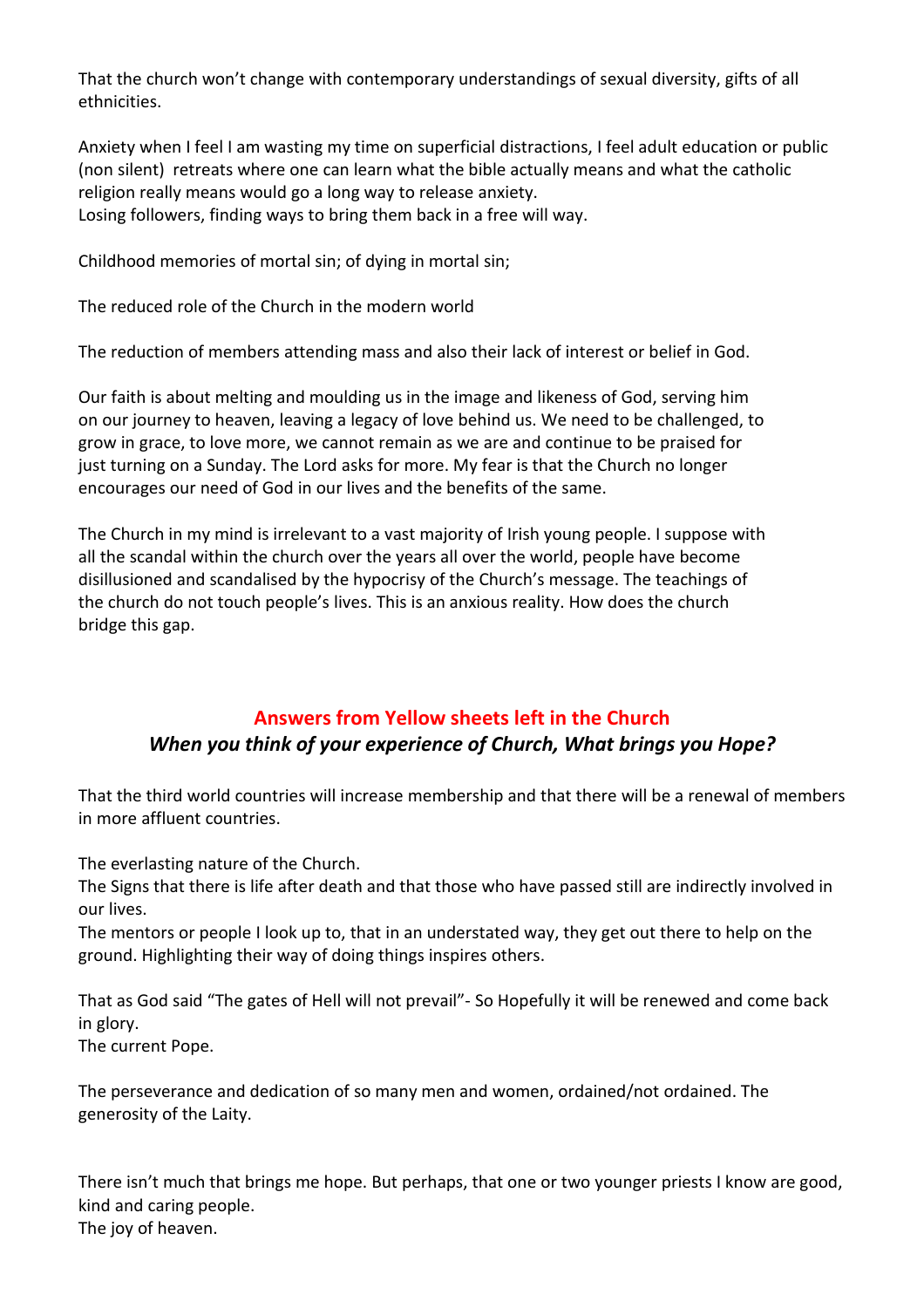That the church won't change with contemporary understandings of sexual diversity, gifts of all ethnicities.

Anxiety when I feel I am wasting my time on superficial distractions, I feel adult education or public (non silent) retreats where one can learn what the bible actually means and what the catholic religion really means would go a long way to release anxiety.
Losing followers, finding ways to bring them back in a free will way.

Childhood memories of mortal sin; of dying in mortal sin;

The reduced role of the Church in the modern world

The reduction of members attending mass and also their lack of interest or belief in God.

Our faith is about melting and moulding us in the image and likeness of God, serving him on our journey to heaven, leaving a legacy of love behind us. We need to be challenged, to grow in grace, to love more, we cannot remain as we are and continue to be praised for just turning on a Sunday. The Lord asks for more. My fear is that the Church no longer encourages our need of God in our lives and the benefits of the same.

The Church in my mind is irrelevant to a vast majority of Irish young people. I suppose with all the scandal within the church over the years all over the world, people have become disillusioned and scandalised by the hypocrisy of the Church's message. The teachings of the church do not touch people's lives. This is an anxious reality. How does the church bridge this gap.

## Answers from Yellow sheets left in the Church

### *When you think of your experience of Church, What brings you Hope?*

That the third world countries will increase membership and that there will be a renewal of members in more affluent countries.

The everlasting nature of the Church.
The Signs that there is life after death and that those who have passed still are indirectly involved in our lives.
The mentors or people I look up to, that in an understated way, they get out there to help on the ground. Highlighting their way of doing things inspires others.

That as God said "The gates of Hell will not prevail"- So Hopefully it will be renewed and come back in glory.
The current Pope.

The perseverance and dedication of so many men and women, ordained/not ordained. The generosity of the Laity.

There isn't much that brings me hope. But perhaps, that one or two younger priests I know are good, kind and caring people.
The joy of heaven.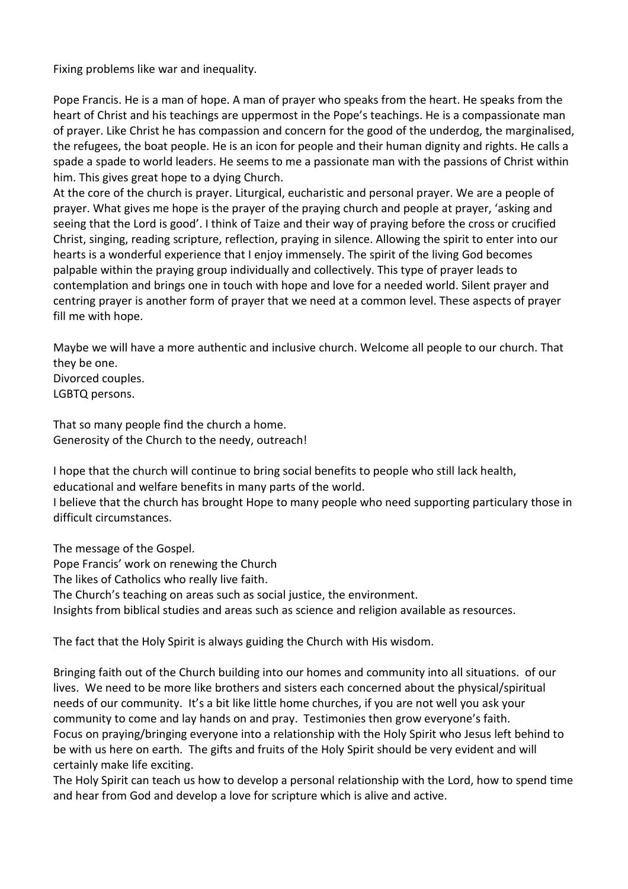Fixing problems like war and inequality.

Pope Francis. He is a man of hope. A man of prayer who speaks from the heart. He speaks from the heart of Christ and his teachings are uppermost in the Pope's teachings. He is a compassionate man of prayer. Like Christ he has compassion and concern for the good of the underdog, the marginalised, the refugees, the boat people. He is an icon for people and their human dignity and rights. He calls a spade a spade to world leaders. He seems to me a passionate man with the passions of Christ within him. This gives great hope to a dying Church.
At the core of the church is prayer. Liturgical, eucharistic and personal prayer. We are a people of prayer. What gives me hope is the prayer of the praying church and people at prayer, 'asking and seeing that the Lord is good'. I think of Taize and their way of praying before the cross or crucified Christ, singing, reading scripture, reflection, praying in silence. Allowing the spirit to enter into our hearts is a wonderful experience that I enjoy immensely. The spirit of the living God becomes palpable within the praying group individually and collectively. This type of prayer leads to contemplation and brings one in touch with hope and love for a needed world. Silent prayer and centring prayer is another form of prayer that we need at a common level. These aspects of prayer fill me with hope.

Maybe we will have a more authentic and inclusive church. Welcome all people to our church. That they be one.
Divorced couples.
LGBTQ persons.

That so many people find the church a home.
Generosity of the Church to the needy, outreach!

I hope that the church will continue to bring social benefits to people who still lack health, educational and welfare benefits in many parts of the world.
I believe that the church has brought Hope to many people who need supporting particulary those in difficult circumstances.

The message of the Gospel.
Pope Francis' work on renewing the Church
The likes of Catholics who really live faith.
The Church's teaching on areas such as social justice, the environment.
Insights from biblical studies and areas such as science and religion available as resources.

The fact that the Holy Spirit is always guiding the Church with His wisdom.

Bringing faith out of the Church building into our homes and community into all situations. of our lives. We need to be more like brothers and sisters each concerned about the physical/spiritual needs of our community. It's a bit like little home churches, if you are not well you ask your community to come and lay hands on and pray. Testimonies then grow everyone's faith.
Focus on praying/bringing everyone into a relationship with the Holy Spirit who Jesus left behind to be with us here on earth. The gifts and fruits of the Holy Spirit should be very evident and will certainly make life exciting.
The Holy Spirit can teach us how to develop a personal relationship with the Lord, how to spend time and hear from God and develop a love for scripture which is alive and active.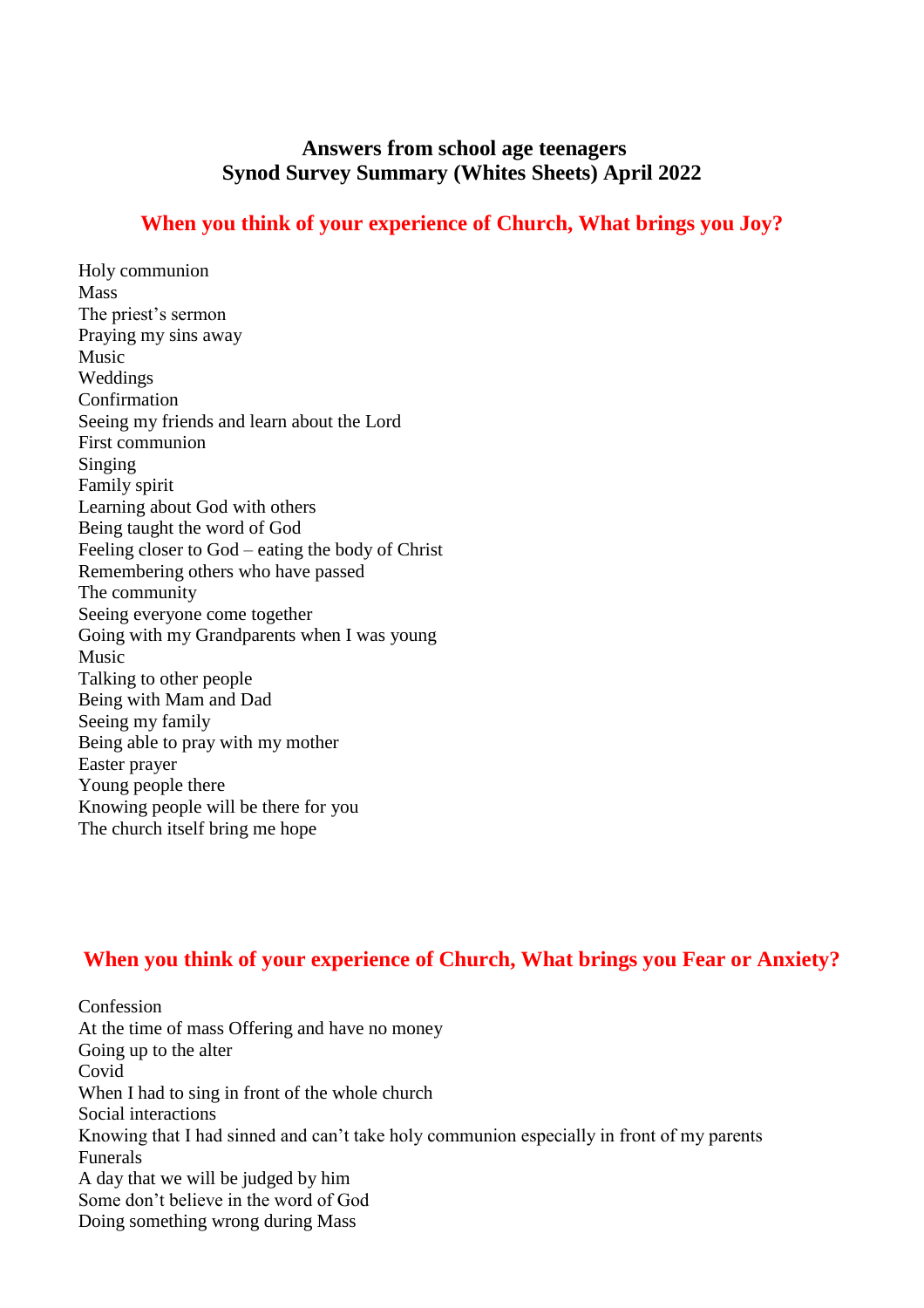**Answers from school age teenagers**
**Synod Survey Summary (Whites Sheets) April 2022**

## When you think of your experience of Church, What brings you Joy?

Holy communion
Mass
The priest's sermon
Praying my sins away
Music
Weddings
Confirmation
Seeing my friends and learn about the Lord
First communion
Singing
Family spirit
Learning about God with others
Being taught the word of God
Feeling closer to God – eating the body of Christ
Remembering others who have passed
The community
Seeing everyone come together
Going with my Grandparents when I was young
Music
Talking to other people
Being with Mam and Dad
Seeing my family
Being able to pray with my mother
Easter prayer
Young people there
Knowing people will be there for you
The church itself bring me hope

## When you think of your experience of Church, What brings you Fear or Anxiety?

Confession
At the time of mass Offering and have no money
Going up to the alter
Covid
When I had to sing in front of the whole church
Social interactions
Knowing that I had sinned and can't take holy communion especially in front of my parents
Funerals
A day that we will be judged by him
Some don't believe in the word of God
Doing something wrong during Mass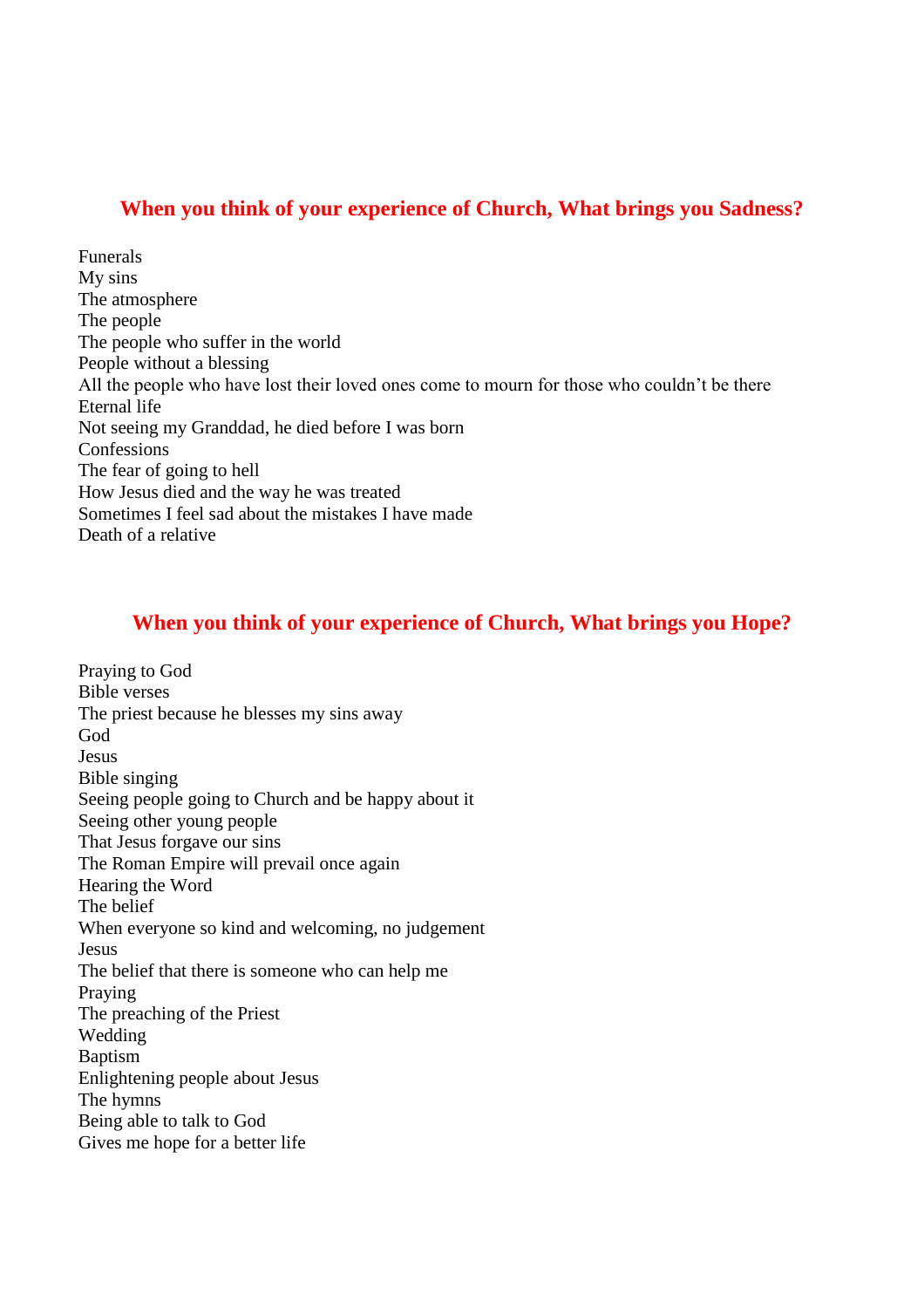## When you think of your experience of Church, What brings you Sadness?

Funerals
My sins
The atmosphere
The people
The people who suffer in the world
People without a blessing
All the people who have lost their loved ones come to mourn for those who couldn't be there
Eternal life
Not seeing my Granddad, he died before I was born
Confessions
The fear of going to hell
How Jesus died and the way he was treated
Sometimes I feel sad about the mistakes I have made
Death of a relative

## When you think of your experience of Church, What brings you Hope?

Praying to God
Bible verses
The priest because he blesses my sins away
God
Jesus
Bible singing
Seeing people going to Church and be happy about it
Seeing other young people
That Jesus forgave our sins
The Roman Empire will prevail once again
Hearing the Word
The belief
When everyone so kind and welcoming, no judgement
Jesus
The belief that there is someone who can help me
Praying
The preaching of the Priest
Wedding
Baptism
Enlightening people about Jesus
The hymns
Being able to talk to God
Gives me hope for a better life